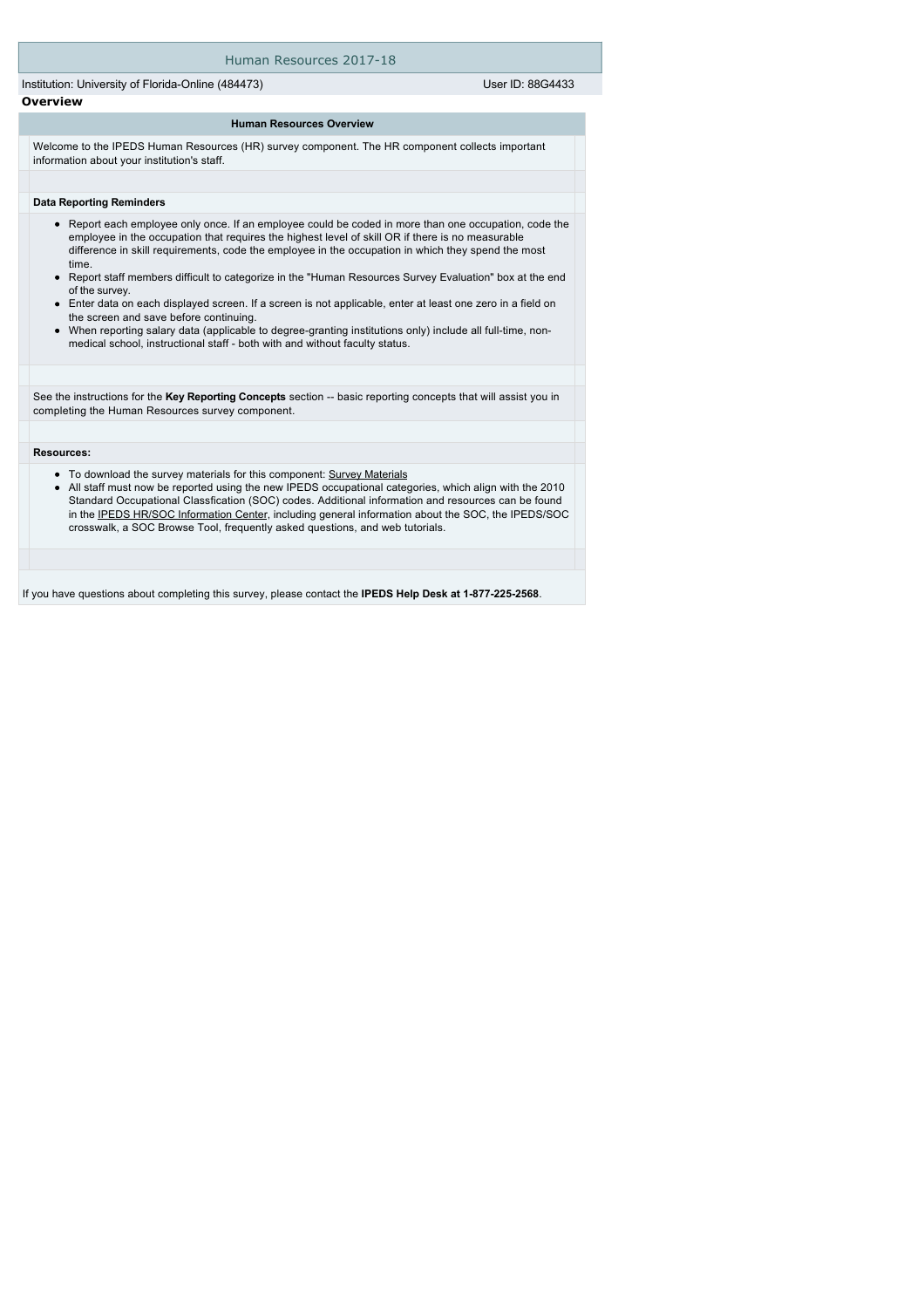# Human Resources 2017-18

Institution: University of Florida-Online (484473) User ID: 88G4433

## Overview

### Human Resources Overview

Welcome to the IPEDS Human Resources (HR) survey component. The HR component collects important information about your institution's staff.

**Data Reporting Reminders**

- Report each employee only once. If an employee could be coded in more than one occupation, code the employee in the occupation that requires the highest level of skill OR if there is no measurable difference in skill requirements, code the employee in the occupation in which they spend the most time.
- Report staff members difficult to categorize in the "Human Resources Survey Evaluation" box at the end of the survey.
- Enter data on each displayed screen. If a screen is not applicable, enter at least one zero in a field on the screen and save before continuing.
- When reporting salary data (applicable to degree-granting institutions only) include all full-time, non-medical school, instructional staff - both with and without faculty status.

See the instructions for the **Key Reporting Concepts** section -- basic reporting concepts that will assist you in completing the Human Resources survey component.

**Resources:**

- To download the survey materials for this component: Survey Materials
- All staff must now be reported using the new IPEDS occupational categories, which align with the 2010 Standard Occupational Classfication (SOC) codes. Additional information and resources can be found in the IPEDS HR/SOC Information Center, including general information about the SOC, the IPEDS/SOC crosswalk, a SOC Browse Tool, frequently asked questions, and web tutorials.

If you have questions about completing this survey, please contact the **IPEDS Help Desk at 1-877-225-2568**.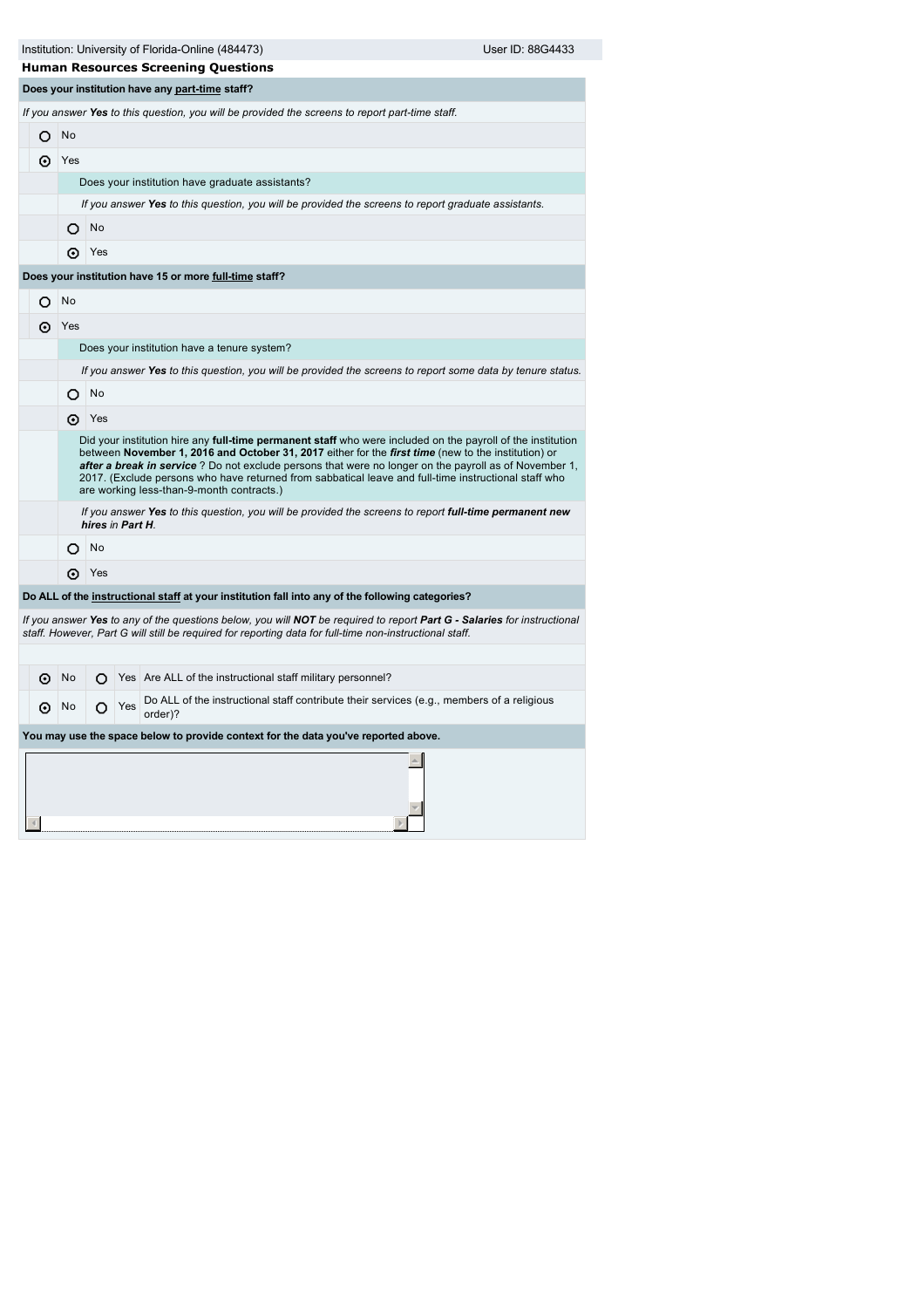Institution: University of Florida-Online (484473) User ID: 88G4433

## Human Resources Screening Questions

**Does your institution have any part-time staff?**

*If you answer **Yes** to this question, you will be provided the screens to report part-time staff.*

- ○ No
- ◉ Yes

  Does your institution have graduate assistants?

  *If you answer **Yes** to this question, you will be provided the screens to report graduate assistants.*

  - ○ No
  - ◉ Yes

**Does your institution have 15 or more full-time staff?**

- ○ No
- ◉ Yes

  Does your institution have a tenure system?

  *If you answer **Yes** to this question, you will be provided the screens to report some data by tenure status.*

  - ○ No
  - ◉ Yes

  Did your institution hire any **full-time permanent staff** who were included on the payroll of the institution between **November 1, 2016 and October 31, 2017** either for the ***first time*** (new to the institution) or ***after a break in service*** ? Do not exclude persons that were no longer on the payroll as of November 1, 2017. (Exclude persons who have returned from sabbatical leave and full-time instructional staff who are working less-than-9-month contracts.)

  *If you answer **Yes** to this question, you will be provided the screens to report **full-time permanent new hires** in **Part H**.*

  - ○ No
  - ◉ Yes

**Do ALL of the instructional staff at your institution fall into any of the following categories?**

*If you answer **Yes** to any of the questions below, you will **NOT** be required to report **Part G - Salaries** for instructional staff. However, Part G will still be required for reporting data for full-time non-instructional staff.*

| No | Yes | Question |
|---|---|---|
| ◉ | ○ | Are ALL of the instructional staff military personnel? |
| ◉ | ○ | Do ALL of the instructional staff contribute their services (e.g., members of a religious order)? |

**You may use the space below to provide context for the data you've reported above.**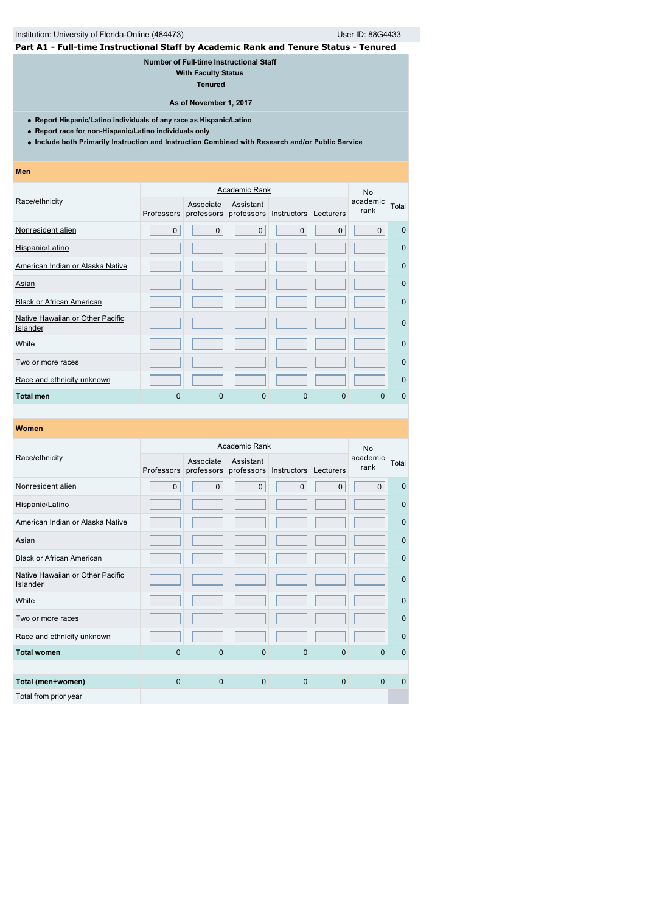Institution: University of Florida-Online (484473) User ID: 88G4433

## Part A1 - Full-time Instructional Staff by Academic Rank and Tenure Status - Tenured

**Number of Full-time Instructional Staff**
**With Faculty Status**
**Tenured**

**As of November 1, 2017**

- **Report Hispanic/Latino individuals of any race as Hispanic/Latino**
- **Report race for non-Hispanic/Latino individuals only**
- **Include both Primarily Instruction and Instruction Combined with Research and/or Public Service**

**Men**

| Race/ethnicity | Academic Rank | | | | | No academic rank | Total |
|---|---|---|---|---|---|---|---|
| | Professors | Associate professors | Assistant professors | Instructors | Lecturers | | |
| Nonresident alien | 0 | 0 | 0 | 0 | 0 | 0 | 0 |
| Hispanic/Latino | | | | | | | 0 |
| American Indian or Alaska Native | | | | | | | 0 |
| Asian | | | | | | | 0 |
| Black or African American | | | | | | | 0 |
| Native Hawaiian or Other Pacific Islander | | | | | | | 0 |
| White | | | | | | | 0 |
| Two or more races | | | | | | | 0 |
| Race and ethnicity unknown | | | | | | | 0 |
| **Total men** | 0 | 0 | 0 | 0 | 0 | 0 | 0 |

**Women**

| Race/ethnicity | Academic Rank | | | | | No academic rank | Total |
|---|---|---|---|---|---|---|---|
| | Professors | Associate professors | Assistant professors | Instructors | Lecturers | | |
| Nonresident alien | 0 | 0 | 0 | 0 | 0 | 0 | 0 |
| Hispanic/Latino | | | | | | | 0 |
| American Indian or Alaska Native | | | | | | | 0 |
| Asian | | | | | | | 0 |
| Black or African American | | | | | | | 0 |
| Native Hawaiian or Other Pacific Islander | | | | | | | 0 |
| White | | | | | | | 0 |
| Two or more races | | | | | | | 0 |
| Race and ethnicity unknown | | | | | | | 0 |
| **Total women** | 0 | 0 | 0 | 0 | 0 | 0 | 0 |
| | | | | | | | |
| **Total (men+women)** | 0 | 0 | 0 | 0 | 0 | 0 | 0 |
| Total from prior year | | | | | | | |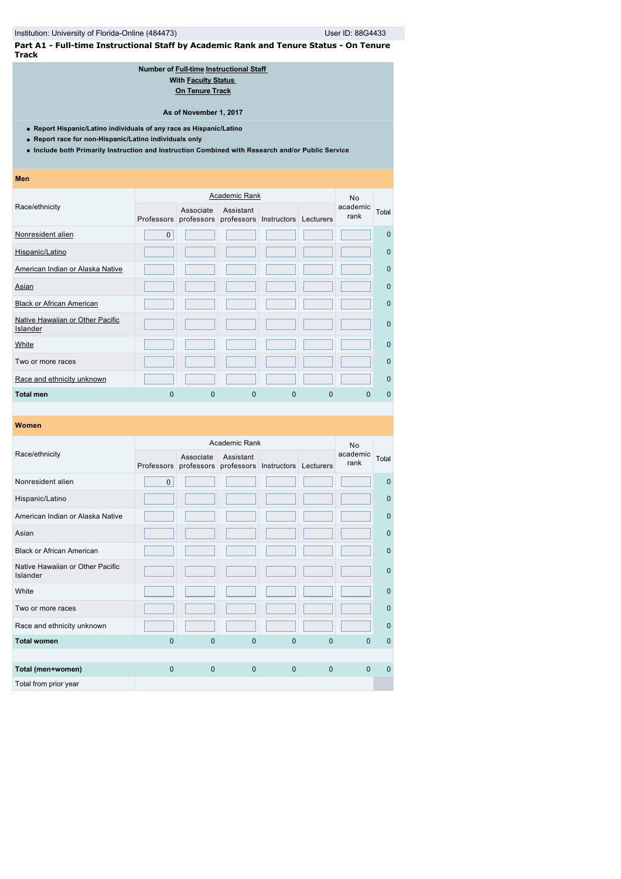Institution: University of Florida-Online (484473) User ID: 88G4433

**Part A1 - Full-time Instructional Staff by Academic Rank and Tenure Status - On Tenure Track**

**Number of Full-time Instructional Staff**
**With Faculty Status**
**On Tenure Track**

**As of November 1, 2017**

- **Report Hispanic/Latino individuals of any race as Hispanic/Latino**
- **Report race for non-Hispanic/Latino individuals only**
- **Include both Primarily Instruction and Instruction Combined with Research and/or Public Service**

**Men**

| Race/ethnicity | Academic Rank | | | | | No academic rank | Total |
|---|---|---|---|---|---|---|---|
| | Professors | Associate professors | Assistant professors | Instructors | Lecturers | | |
| Nonresident alien | 0 | | | | | | 0 |
| Hispanic/Latino | | | | | | | 0 |
| American Indian or Alaska Native | | | | | | | 0 |
| Asian | | | | | | | 0 |
| Black or African American | | | | | | | 0 |
| Native Hawaiian or Other Pacific Islander | | | | | | | 0 |
| White | | | | | | | 0 |
| Two or more races | | | | | | | 0 |
| Race and ethnicity unknown | | | | | | | 0 |
| **Total men** | 0 | 0 | 0 | 0 | 0 | 0 | 0 |

**Women**

| Race/ethnicity | Academic Rank | | | | | No academic rank | Total |
|---|---|---|---|---|---|---|---|
| | Professors | Associate professors | Assistant professors | Instructors | Lecturers | | |
| Nonresident alien | 0 | | | | | | 0 |
| Hispanic/Latino | | | | | | | 0 |
| American Indian or Alaska Native | | | | | | | 0 |
| Asian | | | | | | | 0 |
| Black or African American | | | | | | | 0 |
| Native Hawaiian or Other Pacific Islander | | | | | | | 0 |
| White | | | | | | | 0 |
| Two or more races | | | | | | | 0 |
| Race and ethnicity unknown | | | | | | | 0 |
| **Total women** | 0 | 0 | 0 | 0 | 0 | 0 | 0 |
| | | | | | | | |
| **Total (men+women)** | 0 | 0 | 0 | 0 | 0 | 0 | 0 |
| Total from prior year | | | | | | | |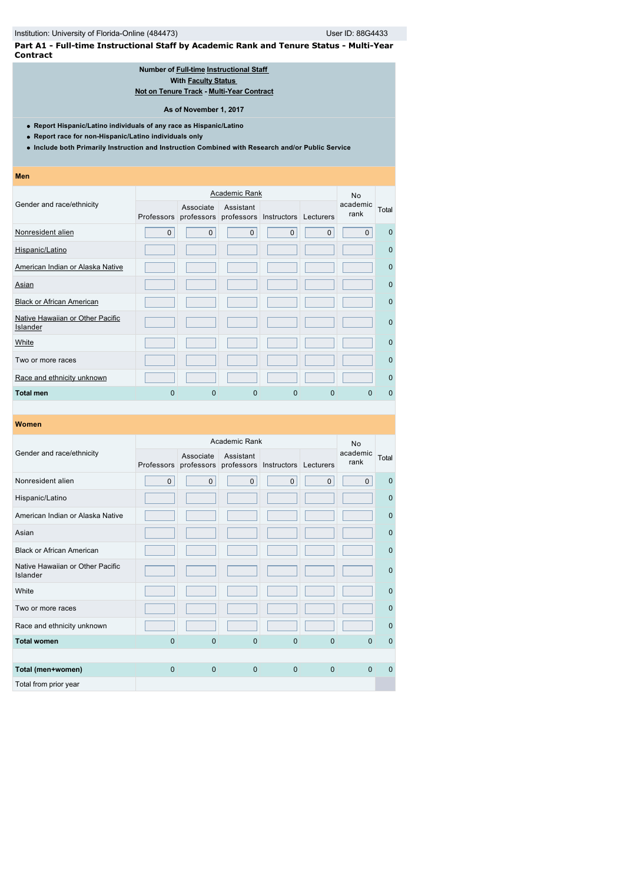Institution: University of Florida-Online (484473) User ID: 88G4433

## Part A1 - Full-time Instructional Staff by Academic Rank and Tenure Status - Multi-Year Contract

**Number of Full-time Instructional Staff**
**With Faculty Status**
**Not on Tenure Track - Multi-Year Contract**

**As of November 1, 2017**

- **Report Hispanic/Latino individuals of any race as Hispanic/Latino**
- **Report race for non-Hispanic/Latino individuals only**
- **Include both Primarily Instruction and Instruction Combined with Research and/or Public Service**

### Men

| Gender and race/ethnicity | Academic Rank | | | | | No academic rank | Total |
|---|---|---|---|---|---|---|---|
| | Professors | Associate professors | Assistant professors | Instructors | Lecturers | | |
| Nonresident alien | 0 | 0 | 0 | 0 | 0 | 0 | 0 |
| Hispanic/Latino | | | | | | | 0 |
| American Indian or Alaska Native | | | | | | | 0 |
| Asian | | | | | | | 0 |
| Black or African American | | | | | | | 0 |
| Native Hawaiian or Other Pacific Islander | | | | | | | 0 |
| White | | | | | | | 0 |
| Two or more races | | | | | | | 0 |
| Race and ethnicity unknown | | | | | | | 0 |
| **Total men** | 0 | 0 | 0 | 0 | 0 | 0 | 0 |

### Women

| Gender and race/ethnicity | Academic Rank | | | | | No academic rank | Total |
|---|---|---|---|---|---|---|---|
| | Professors | Associate professors | Assistant professors | Instructors | Lecturers | | |
| Nonresident alien | 0 | 0 | 0 | 0 | 0 | 0 | 0 |
| Hispanic/Latino | | | | | | | 0 |
| American Indian or Alaska Native | | | | | | | 0 |
| Asian | | | | | | | 0 |
| Black or African American | | | | | | | 0 |
| Native Hawaiian or Other Pacific Islander | | | | | | | 0 |
| White | | | | | | | 0 |
| Two or more races | | | | | | | 0 |
| Race and ethnicity unknown | | | | | | | 0 |
| **Total women** | 0 | 0 | 0 | 0 | 0 | 0 | 0 |
| | | | | | | | |
| **Total (men+women)** | 0 | 0 | 0 | 0 | 0 | 0 | 0 |
| Total from prior year | | | | | | | |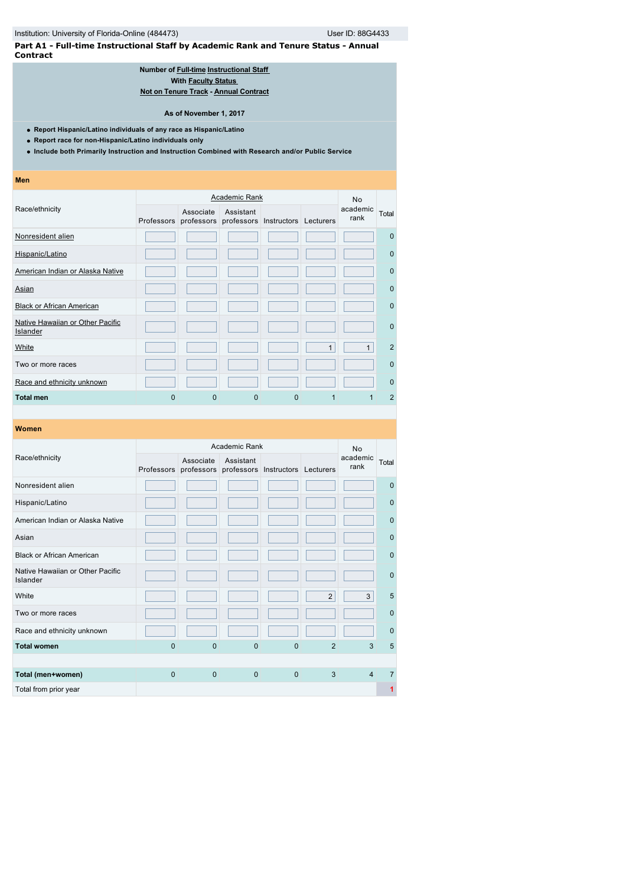Institution: University of Florida-Online (484473) User ID: 88G4433

**Part A1 - Full-time Instructional Staff by Academic Rank and Tenure Status - Annual Contract**

**Number of Full-time Instructional Staff**
**With Faculty Status**
**Not on Tenure Track - Annual Contract**

**As of November 1, 2017**

- **Report Hispanic/Latino individuals of any race as Hispanic/Latino**
- **Report race for non-Hispanic/Latino individuals only**
- **Include both Primarily Instruction and Instruction Combined with Research and/or Public Service**

**Men**

| Race/ethnicity | Academic Rank | | | | | No academic rank | Total |
|---|---|---|---|---|---|---|---|
| | Professors | Associate professors | Assistant professors | Instructors | Lecturers | | |
| Nonresident alien | | | | | | | 0 |
| Hispanic/Latino | | | | | | | 0 |
| American Indian or Alaska Native | | | | | | | 0 |
| Asian | | | | | | | 0 |
| Black or African American | | | | | | | 0 |
| Native Hawaiian or Other Pacific Islander | | | | | | | 0 |
| White | | | | | 1 | 1 | 2 |
| Two or more races | | | | | | | 0 |
| Race and ethnicity unknown | | | | | | | 0 |
| **Total men** | 0 | 0 | 0 | 0 | 1 | 1 | 2 |

**Women**

| Race/ethnicity | Academic Rank | | | | | No academic rank | Total |
|---|---|---|---|---|---|---|---|
| | Professors | Associate professors | Assistant professors | Instructors | Lecturers | | |
| Nonresident alien | | | | | | | 0 |
| Hispanic/Latino | | | | | | | 0 |
| American Indian or Alaska Native | | | | | | | 0 |
| Asian | | | | | | | 0 |
| Black or African American | | | | | | | 0 |
| Native Hawaiian or Other Pacific Islander | | | | | | | 0 |
| White | | | | | 2 | 3 | 5 |
| Two or more races | | | | | | | 0 |
| Race and ethnicity unknown | | | | | | | 0 |
| **Total women** | 0 | 0 | 0 | 0 | 2 | 3 | 5 |
| | | | | | | | |
| **Total (men+women)** | 0 | 0 | 0 | 0 | 3 | 4 | 7 |
| Total from prior year | | | | | | | 1 |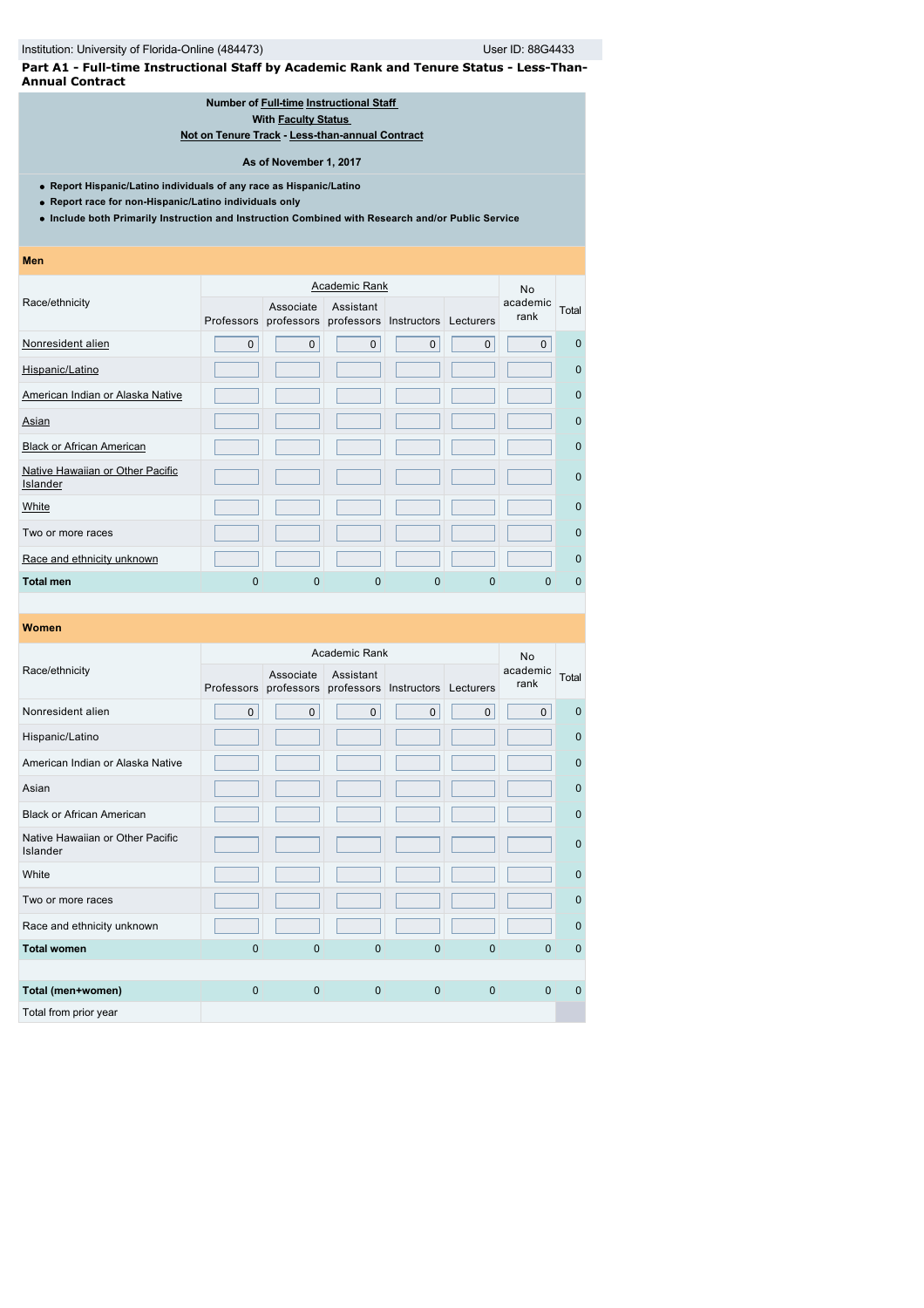Institution: University of Florida-Online (484473) User ID: 88G4433

**Part A1 - Full-time Instructional Staff by Academic Rank and Tenure Status - Less-Than-Annual Contract**

**Number of Full-time Instructional Staff**
**With Faculty Status**
**Not on Tenure Track - Less-than-annual Contract**

**As of November 1, 2017**

- **Report Hispanic/Latino individuals of any race as Hispanic/Latino**
- **Report race for non-Hispanic/Latino individuals only**
- **Include both Primarily Instruction and Instruction Combined with Research and/or Public Service**

**Men**

| Race/ethnicity | Academic Rank | | | | | No academic rank | Total |
|---|---|---|---|---|---|---|---|
| | Professors | Associate professors | Assistant professors | Instructors | Lecturers | | |
| Nonresident alien | 0 | 0 | 0 | 0 | 0 | 0 | 0 |
| Hispanic/Latino | | | | | | | 0 |
| American Indian or Alaska Native | | | | | | | 0 |
| Asian | | | | | | | 0 |
| Black or African American | | | | | | | 0 |
| Native Hawaiian or Other Pacific Islander | | | | | | | 0 |
| White | | | | | | | 0 |
| Two or more races | | | | | | | 0 |
| Race and ethnicity unknown | | | | | | | 0 |
| **Total men** | 0 | 0 | 0 | 0 | 0 | 0 | 0 |

**Women**

| Race/ethnicity | Academic Rank | | | | | No academic rank | Total |
|---|---|---|---|---|---|---|---|
| | Professors | Associate professors | Assistant professors | Instructors | Lecturers | | |
| Nonresident alien | 0 | 0 | 0 | 0 | 0 | 0 | 0 |
| Hispanic/Latino | | | | | | | 0 |
| American Indian or Alaska Native | | | | | | | 0 |
| Asian | | | | | | | 0 |
| Black or African American | | | | | | | 0 |
| Native Hawaiian or Other Pacific Islander | | | | | | | 0 |
| White | | | | | | | 0 |
| Two or more races | | | | | | | 0 |
| Race and ethnicity unknown | | | | | | | 0 |
| **Total women** | 0 | 0 | 0 | 0 | 0 | 0 | 0 |
| | | | | | | | |
| **Total (men+women)** | 0 | 0 | 0 | 0 | 0 | 0 | 0 |
| Total from prior year | | | | | | | |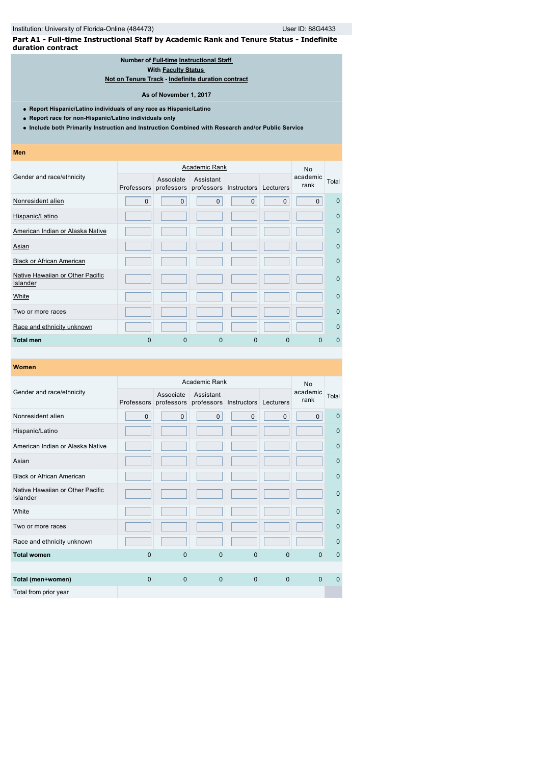Institution: University of Florida-Online (484473) User ID: 88G4433

**Part A1 - Full-time Instructional Staff by Academic Rank and Tenure Status - Indefinite duration contract**

**Number of Full-time Instructional Staff**
**With Faculty Status**
**Not on Tenure Track - Indefinite duration contract**

**As of November 1, 2017**

- **Report Hispanic/Latino individuals of any race as Hispanic/Latino**
- **Report race for non-Hispanic/Latino individuals only**
- **Include both Primarily Instruction and Instruction Combined with Research and/or Public Service**

**Men**

| Gender and race/ethnicity | Academic Rank | | | | | No academic rank | Total |
|---|---|---|---|---|---|---|---|
| | Professors | Associate professors | Assistant professors | Instructors | Lecturers | | |
| Nonresident alien | 0 | 0 | 0 | 0 | 0 | 0 | 0 |
| Hispanic/Latino | | | | | | | 0 |
| American Indian or Alaska Native | | | | | | | 0 |
| Asian | | | | | | | 0 |
| Black or African American | | | | | | | 0 |
| Native Hawaiian or Other Pacific Islander | | | | | | | 0 |
| White | | | | | | | 0 |
| Two or more races | | | | | | | 0 |
| Race and ethnicity unknown | | | | | | | 0 |
| **Total men** | 0 | 0 | 0 | 0 | 0 | 0 | 0 |

**Women**

| Gender and race/ethnicity | Academic Rank | | | | | No academic rank | Total |
|---|---|---|---|---|---|---|---|
| | Professors | Associate professors | Assistant professors | Instructors | Lecturers | | |
| Nonresident alien | 0 | 0 | 0 | 0 | 0 | 0 | 0 |
| Hispanic/Latino | | | | | | | 0 |
| American Indian or Alaska Native | | | | | | | 0 |
| Asian | | | | | | | 0 |
| Black or African American | | | | | | | 0 |
| Native Hawaiian or Other Pacific Islander | | | | | | | 0 |
| White | | | | | | | 0 |
| Two or more races | | | | | | | 0 |
| Race and ethnicity unknown | | | | | | | 0 |
| **Total women** | 0 | 0 | 0 | 0 | 0 | 0 | 0 |
| | | | | | | | |
| **Total (men+women)** | 0 | 0 | 0 | 0 | 0 | 0 | 0 |
| Total from prior year | | | | | | | |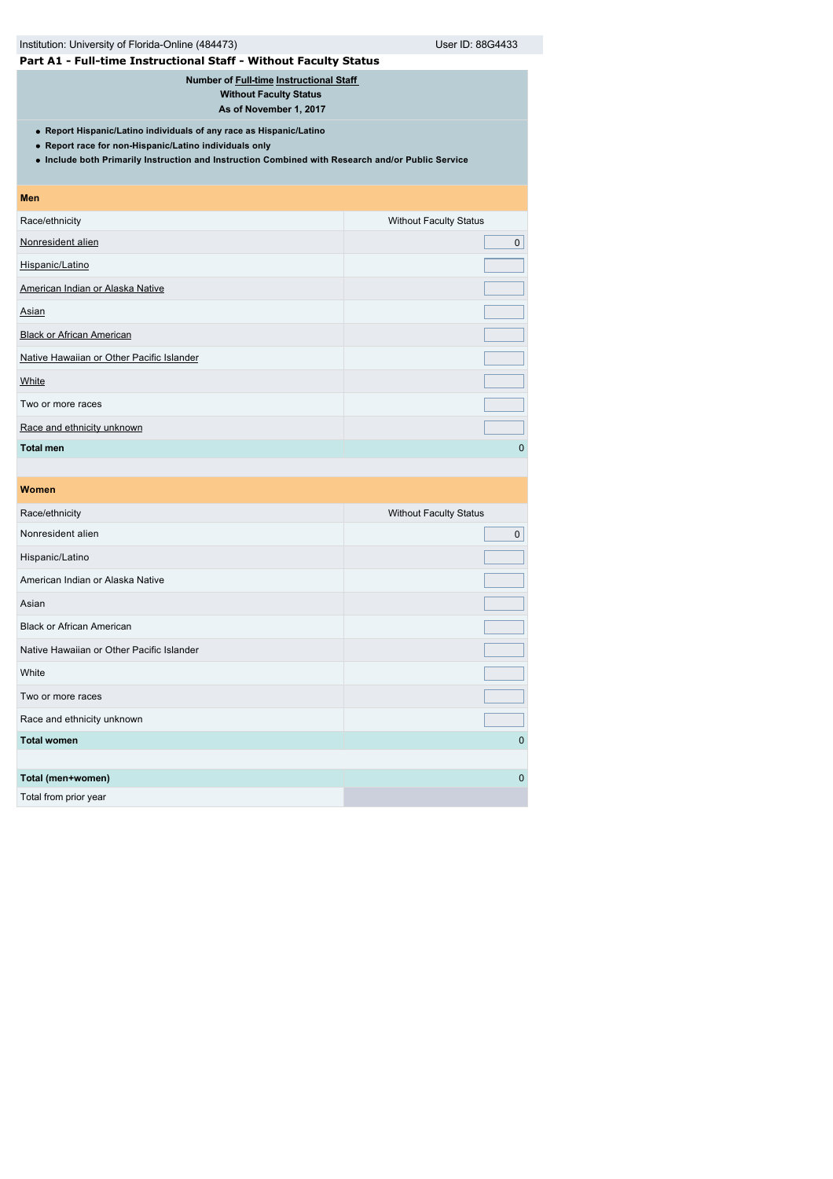Institution: University of Florida-Online (484473) User ID: 88G4433

## Part A1 - Full-time Instructional Staff - Without Faculty Status

**Number of Full-time Instructional Staff**
**Without Faculty Status**
**As of November 1, 2017**

- **Report Hispanic/Latino individuals of any race as Hispanic/Latino**
- **Report race for non-Hispanic/Latino individuals only**
- **Include both Primarily Instruction and Instruction Combined with Research and/or Public Service**

| **Men** | |
|---|---|
| Race/ethnicity | Without Faculty Status |
| Nonresident alien | 0 |
| Hispanic/Latino | |
| American Indian or Alaska Native | |
| Asian | |
| Black or African American | |
| Native Hawaiian or Other Pacific Islander | |
| White | |
| Two or more races | |
| Race and ethnicity unknown | |
| **Total men** | 0 |

| **Women** | |
|---|---|
| Race/ethnicity | Without Faculty Status |
| Nonresident alien | 0 |
| Hispanic/Latino | |
| American Indian or Alaska Native | |
| Asian | |
| Black or African American | |
| Native Hawaiian or Other Pacific Islander | |
| White | |
| Two or more races | |
| Race and ethnicity unknown | |
| **Total women** | 0 |
| | |
| **Total (men+women)** | 0 |
| Total from prior year | |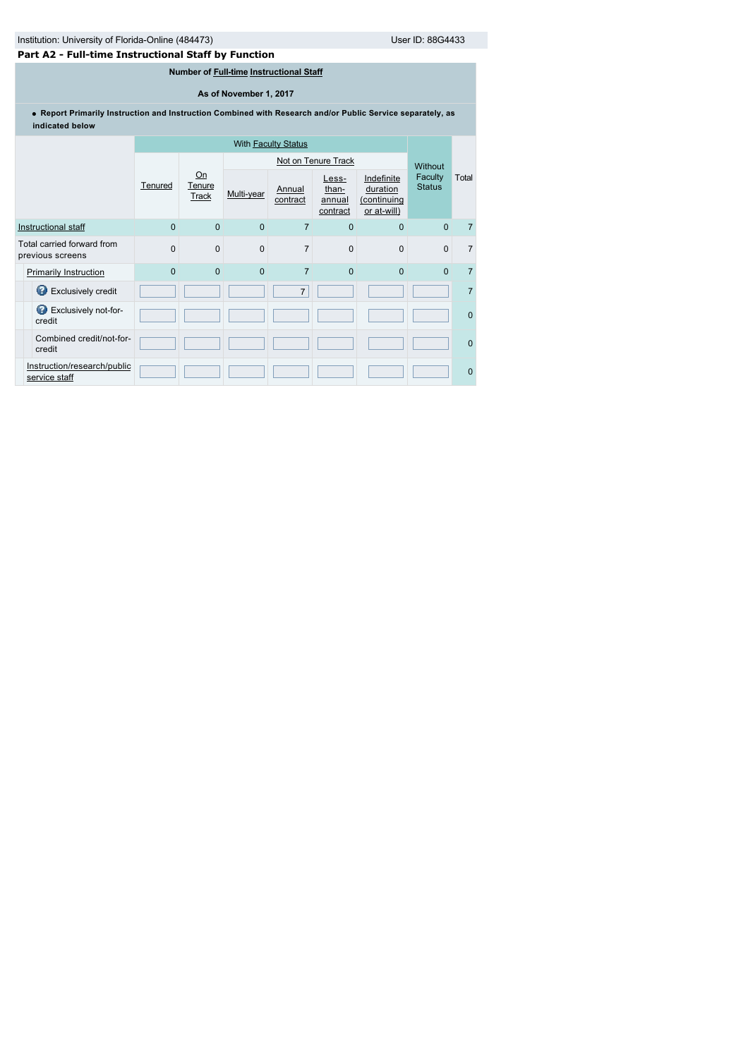Institution: University of Florida-Online (484473) User ID: 88G4433

## Part A2 - Full-time Instructional Staff by Function

**Number of Full-time Instructional Staff**

**As of November 1, 2017**

- **Report Primarily Instruction and Instruction Combined with Research and/or Public Service separately, as indicated below**

| | With Faculty Status | | | | | | Without Faculty Status | Total |
|---|---|---|---|---|---|---|---|---|
| | | | Not on Tenure Track | | | | | |
| | Tenured | On Tenure Track | Multi-year | Annual contract | Less-than-annual contract | Indefinite duration (continuing or at-will) | | |
| Instructional staff | 0 | 0 | 0 | 7 | 0 | 0 | 0 | 7 |
| Total carried forward from previous screens | 0 | 0 | 0 | 7 | 0 | 0 | 0 | 7 |
| Primarily Instruction | 0 | 0 | 0 | 7 | 0 | 0 | 0 | 7 |
| Exclusively credit | | | | 7 | | | | 7 |
| Exclusively not-for-credit | | | | | | | | 0 |
| Combined credit/not-for-credit | | | | | | | | 0 |
| Instruction/research/public service staff | | | | | | | | 0 |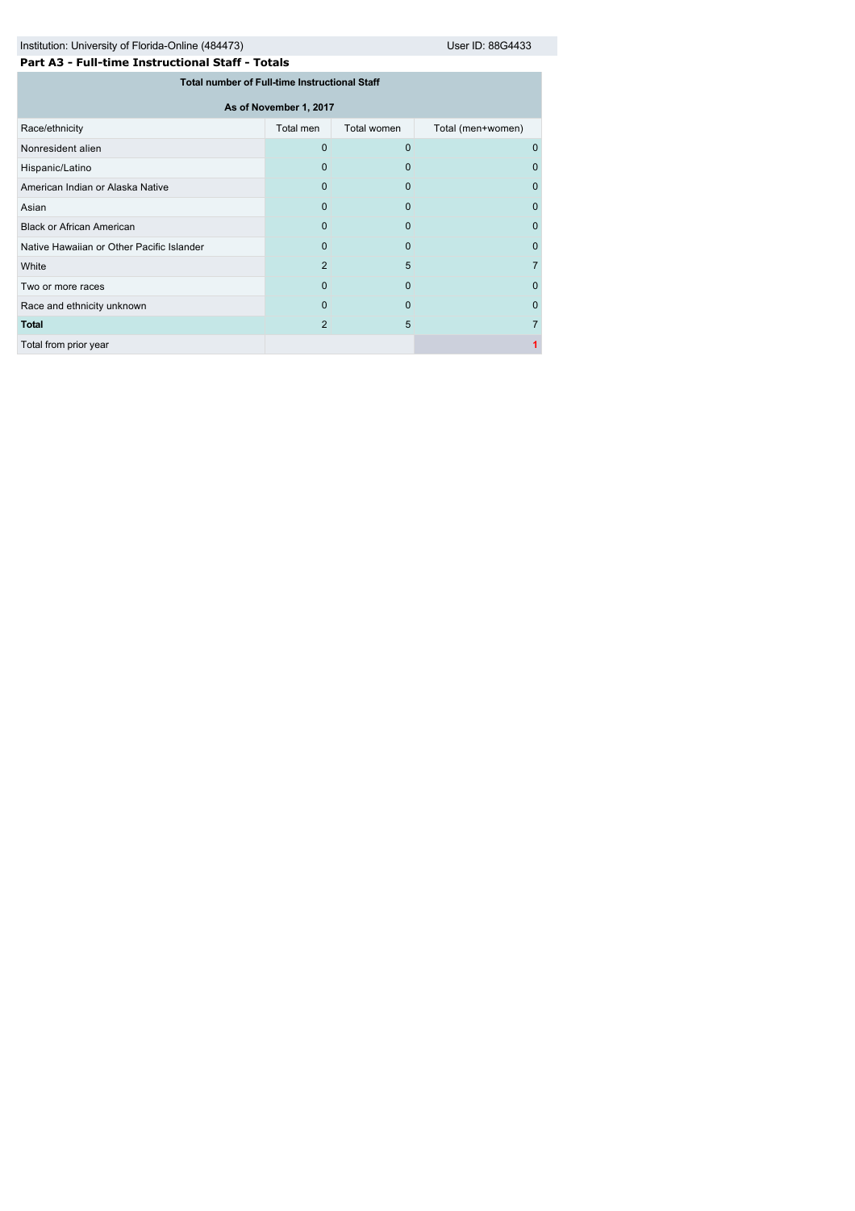Institution: University of Florida-Online (484473) User ID: 88G4433

## Part A3 - Full-time Instructional Staff - Totals

| Total number of Full-time Instructional Staff | | | |
|---|---|---|---|
| As of November 1, 2017 | | | |
| Race/ethnicity | Total men | Total women | Total (men+women) |
| Nonresident alien | 0 | 0 | 0 |
| Hispanic/Latino | 0 | 0 | 0 |
| American Indian or Alaska Native | 0 | 0 | 0 |
| Asian | 0 | 0 | 0 |
| Black or African American | 0 | 0 | 0 |
| Native Hawaiian or Other Pacific Islander | 0 | 0 | 0 |
| White | 2 | 5 | 7 |
| Two or more races | 0 | 0 | 0 |
| Race and ethnicity unknown | 0 | 0 | 0 |
| **Total** | 2 | 5 | 7 |
| Total from prior year | | | 1 |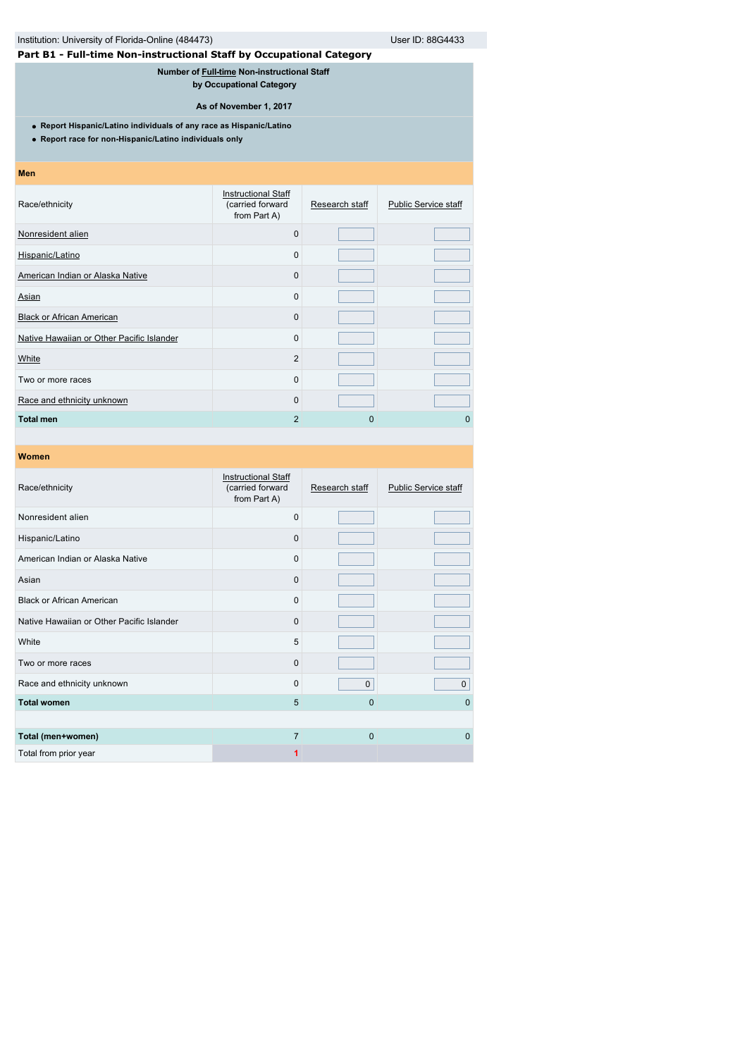Institution: University of Florida-Online (484473) User ID: 88G4433

## Part B1 - Full-time Non-instructional Staff by Occupational Category

**Number of Full-time Non-instructional Staff by Occupational Category**

**As of November 1, 2017**

- **Report Hispanic/Latino individuals of any race as Hispanic/Latino**
- **Report race for non-Hispanic/Latino individuals only**

**Men**

| Race/ethnicity | Instructional Staff (carried forward from Part A) | Research staff | Public Service staff |
|---|---|---|---|
| Nonresident alien | 0 | | |
| Hispanic/Latino | 0 | | |
| American Indian or Alaska Native | 0 | | |
| Asian | 0 | | |
| Black or African American | 0 | | |
| Native Hawaiian or Other Pacific Islander | 0 | | |
| White | 2 | | |
| Two or more races | 0 | | |
| Race and ethnicity unknown | 0 | | |
| **Total men** | 2 | 0 | 0 |

**Women**

| Race/ethnicity | Instructional Staff (carried forward from Part A) | Research staff | Public Service staff |
|---|---|---|---|
| Nonresident alien | 0 | | |
| Hispanic/Latino | 0 | | |
| American Indian or Alaska Native | 0 | | |
| Asian | 0 | | |
| Black or African American | 0 | | |
| Native Hawaiian or Other Pacific Islander | 0 | | |
| White | 5 | | |
| Two or more races | 0 | | |
| Race and ethnicity unknown | 0 | 0 | 0 |
| **Total women** | 5 | 0 | 0 |
| | | | |
| **Total (men+women)** | 7 | 0 | 0 |
| Total from prior year | 1 | | |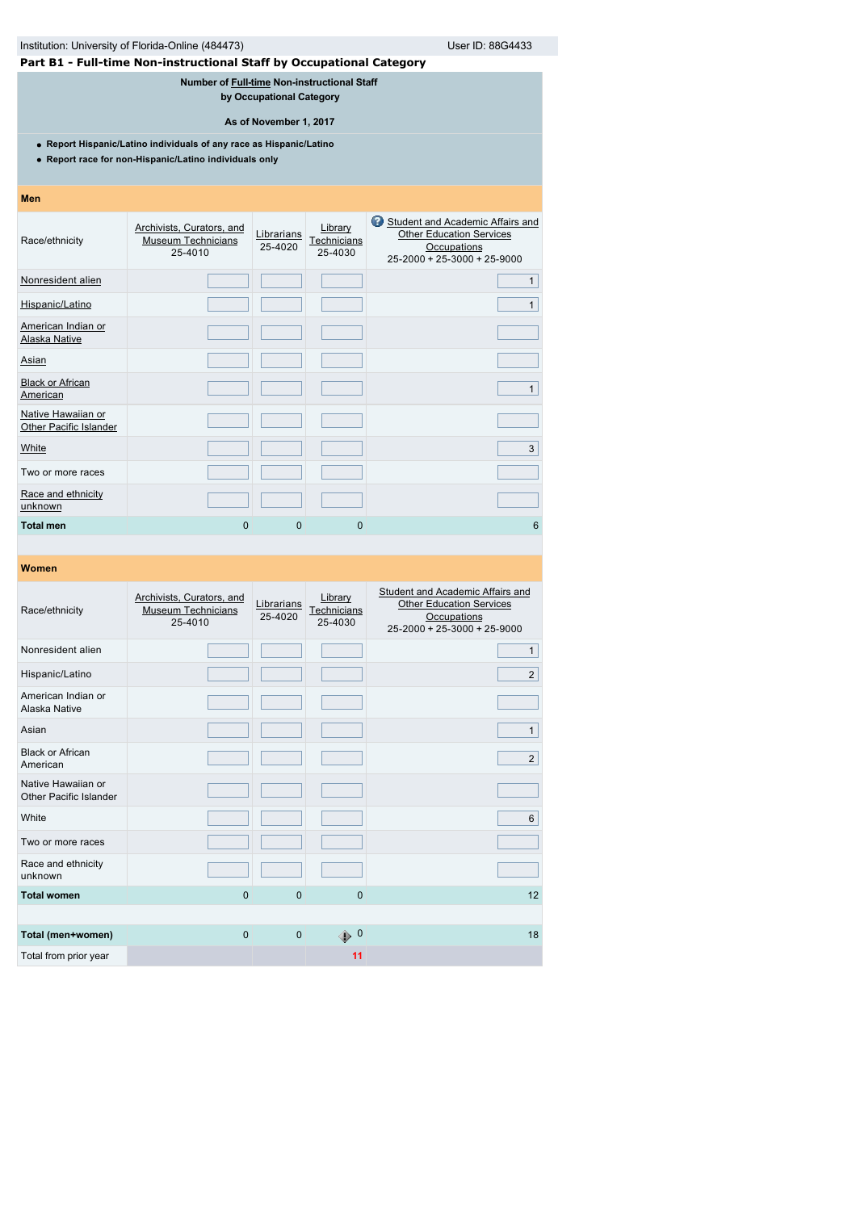Institution: University of Florida-Online (484473) User ID: 88G4433

## Part B1 - Full-time Non-instructional Staff by Occupational Category

**Number of Full-time Non-instructional Staff by Occupational Category**

**As of November 1, 2017**

- **Report Hispanic/Latino individuals of any race as Hispanic/Latino**
- **Report race for non-Hispanic/Latino individuals only**

**Men**

| Race/ethnicity | Archivists, Curators, and Museum Technicians 25-4010 | Librarians 25-4020 | Library Technicians 25-4030 | Student and Academic Affairs and Other Education Services Occupations 25-2000 + 25-3000 + 25-9000 |
|---|---|---|---|---|
| Nonresident alien | | | | 1 |
| Hispanic/Latino | | | | 1 |
| American Indian or Alaska Native | | | | |
| Asian | | | | |
| Black or African American | | | | 1 |
| Native Hawaiian or Other Pacific Islander | | | | |
| White | | | | 3 |
| Two or more races | | | | |
| Race and ethnicity unknown | | | | |
| **Total men** | 0 | 0 | 0 | 6 |

**Women**

| Race/ethnicity | Archivists, Curators, and Museum Technicians 25-4010 | Librarians 25-4020 | Library Technicians 25-4030 | Student and Academic Affairs and Other Education Services Occupations 25-2000 + 25-3000 + 25-9000 |
|---|---|---|---|---|
| Nonresident alien | | | | 1 |
| Hispanic/Latino | | | | 2 |
| American Indian or Alaska Native | | | | |
| Asian | | | | 1 |
| Black or African American | | | | 2 |
| Native Hawaiian or Other Pacific Islander | | | | |
| White | | | | 6 |
| Two or more races | | | | |
| Race and ethnicity unknown | | | | |
| **Total women** | 0 | 0 | 0 | 12 |
| | | | | |
| **Total (men+women)** | 0 | 0 | 0 | 18 |
| Total from prior year | | | 11 | |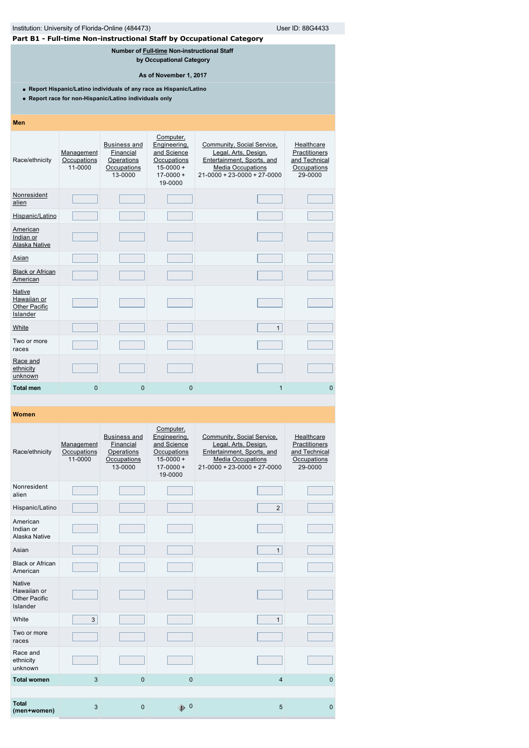Institution: University of Florida-Online (484473) User ID: 88G4433

## Part B1 - Full-time Non-instructional Staff by Occupational Category

**Number of Full-time Non-instructional Staff by Occupational Category**

**As of November 1, 2017**

- **Report Hispanic/Latino individuals of any race as Hispanic/Latino**
- **Report race for non-Hispanic/Latino individuals only**

### Men

| Race/ethnicity | Management Occupations 11-0000 | Business and Financial Operations Occupations 13-0000 | Computer, Engineering, and Science Occupations 15-0000 + 17-0000 + 19-0000 | Community, Social Service, Legal, Arts, Design, Entertainment, Sports, and Media Occupations 21-0000 + 23-0000 + 27-0000 | Healthcare Practitioners and Technical Occupations 29-0000 |
|---|---|---|---|---|---|
| Nonresident alien | | | | | |
| Hispanic/Latino | | | | | |
| American Indian or Alaska Native | | | | | |
| Asian | | | | | |
| Black or African American | | | | | |
| Native Hawaiian or Other Pacific Islander | | | | | |
| White | | | | 1 | |
| Two or more races | | | | | |
| Race and ethnicity unknown | | | | | |
| **Total men** | 0 | 0 | 0 | 1 | 0 |

### Women

| Race/ethnicity | Management Occupations 11-0000 | Business and Financial Operations Occupations 13-0000 | Computer, Engineering, and Science Occupations 15-0000 + 17-0000 + 19-0000 | Community, Social Service, Legal, Arts, Design, Entertainment, Sports, and Media Occupations 21-0000 + 23-0000 + 27-0000 | Healthcare Practitioners and Technical Occupations 29-0000 |
|---|---|---|---|---|---|
| Nonresident alien | | | | | |
| Hispanic/Latino | | | | 2 | |
| American Indian or Alaska Native | | | | | |
| Asian | | | | 1 | |
| Black or African American | | | | | |
| Native Hawaiian or Other Pacific Islander | | | | | |
| White | 3 | | | 1 | |
| Two or more races | | | | | |
| Race and ethnicity unknown | | | | | |
| **Total women** | 3 | 0 | 0 | 4 | 0 |
| **Total (men+women)** | 3 | 0 | 0 | 5 | 0 |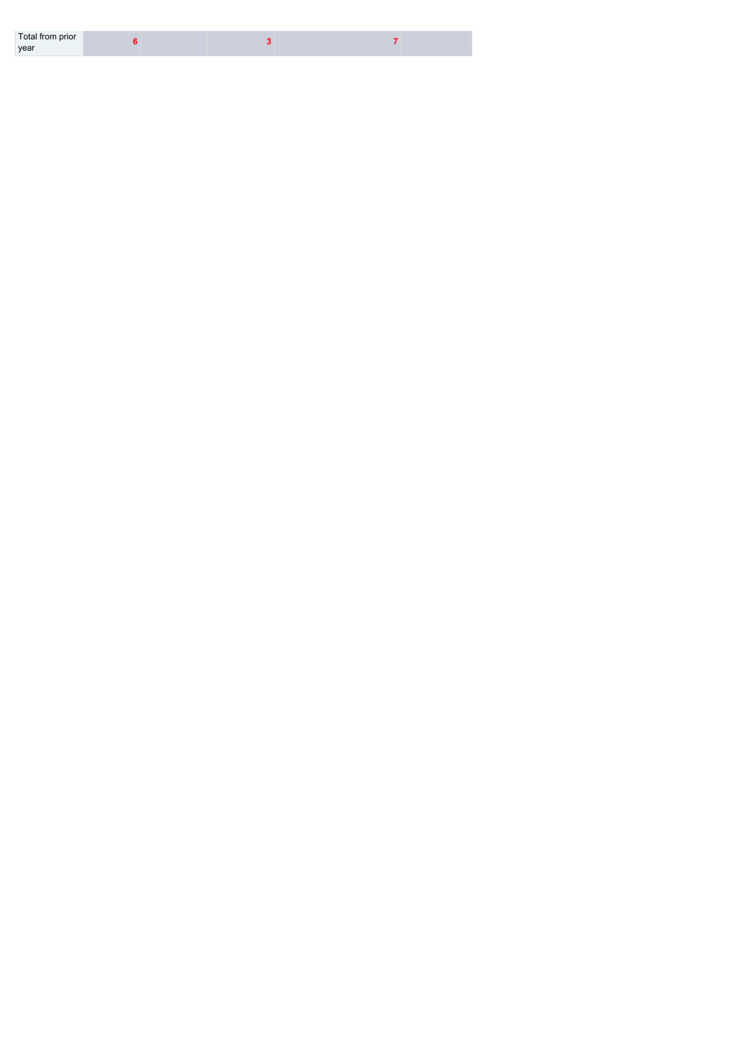| | | | | | |
|---|---|---|---|---|---|
| Total from prior year | **6** | | **3** | **7** | |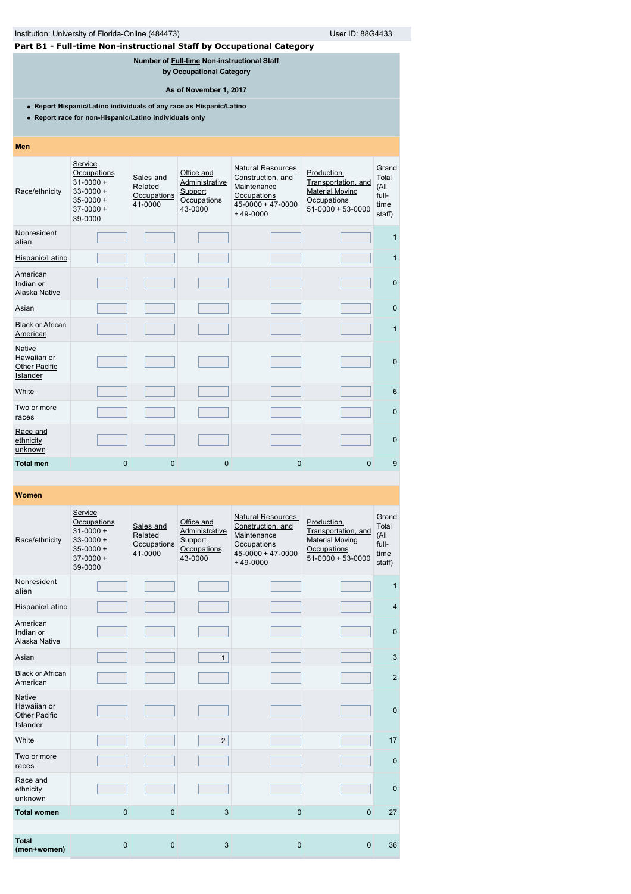Institution: University of Florida-Online (484473) User ID: 88G4433

## Part B1 - Full-time Non-instructional Staff by Occupational Category

**Number of Full-time Non-instructional Staff by Occupational Category**

**As of November 1, 2017**

- **Report Hispanic/Latino individuals of any race as Hispanic/Latino**
- **Report race for non-Hispanic/Latino individuals only**

### Men

| Race/ethnicity | Service Occupations 31-0000 + 33-0000 + 35-0000 + 37-0000 + 39-0000 | Sales and Related Occupations 41-0000 | Office and Administrative Support Occupations 43-0000 | Natural Resources, Construction, and Maintenance Occupations 45-0000 + 47-0000 + 49-0000 | Production, Transportation, and Material Moving Occupations 51-0000 + 53-0000 | Grand Total (All full-time staff) |
|---|---|---|---|---|---|---|
| Nonresident alien | | | | | | 1 |
| Hispanic/Latino | | | | | | 1 |
| American Indian or Alaska Native | | | | | | 0 |
| Asian | | | | | | 0 |
| Black or African American | | | | | | 1 |
| Native Hawaiian or Other Pacific Islander | | | | | | 0 |
| White | | | | | | 6 |
| Two or more races | | | | | | 0 |
| Race and ethnicity unknown | | | | | | 0 |
| **Total men** | 0 | 0 | 0 | 0 | 0 | 9 |

### Women

| Race/ethnicity | Service Occupations 31-0000 + 33-0000 + 35-0000 + 37-0000 + 39-0000 | Sales and Related Occupations 41-0000 | Office and Administrative Support Occupations 43-0000 | Natural Resources, Construction, and Maintenance Occupations 45-0000 + 47-0000 + 49-0000 | Production, Transportation, and Material Moving Occupations 51-0000 + 53-0000 | Grand Total (All full-time staff) |
|---|---|---|---|---|---|---|
| Nonresident alien | | | | | | 1 |
| Hispanic/Latino | | | | | | 4 |
| American Indian or Alaska Native | | | | | | 0 |
| Asian | | | 1 | | | 3 |
| Black or African American | | | | | | 2 |
| Native Hawaiian or Other Pacific Islander | | | | | | 0 |
| White | | | 2 | | | 17 |
| Two or more races | | | | | | 0 |
| Race and ethnicity unknown | | | | | | 0 |
| **Total women** | 0 | 0 | 3 | 0 | 0 | 27 |
| **Total (men+women)** | 0 | 0 | 3 | 0 | 0 | 36 |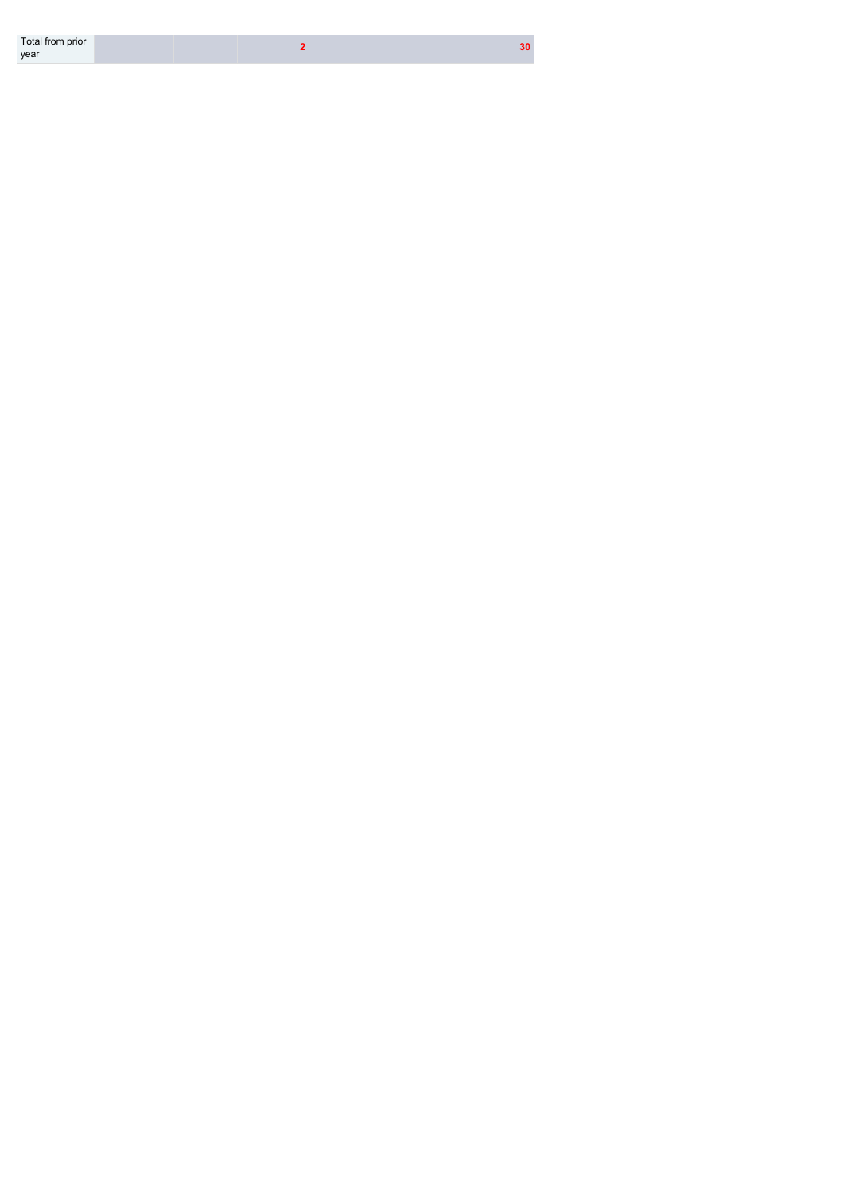| | | | | | | |
|---|---|---|---|---|---|---|
| Total from prior year | | | **2** | | | **30** |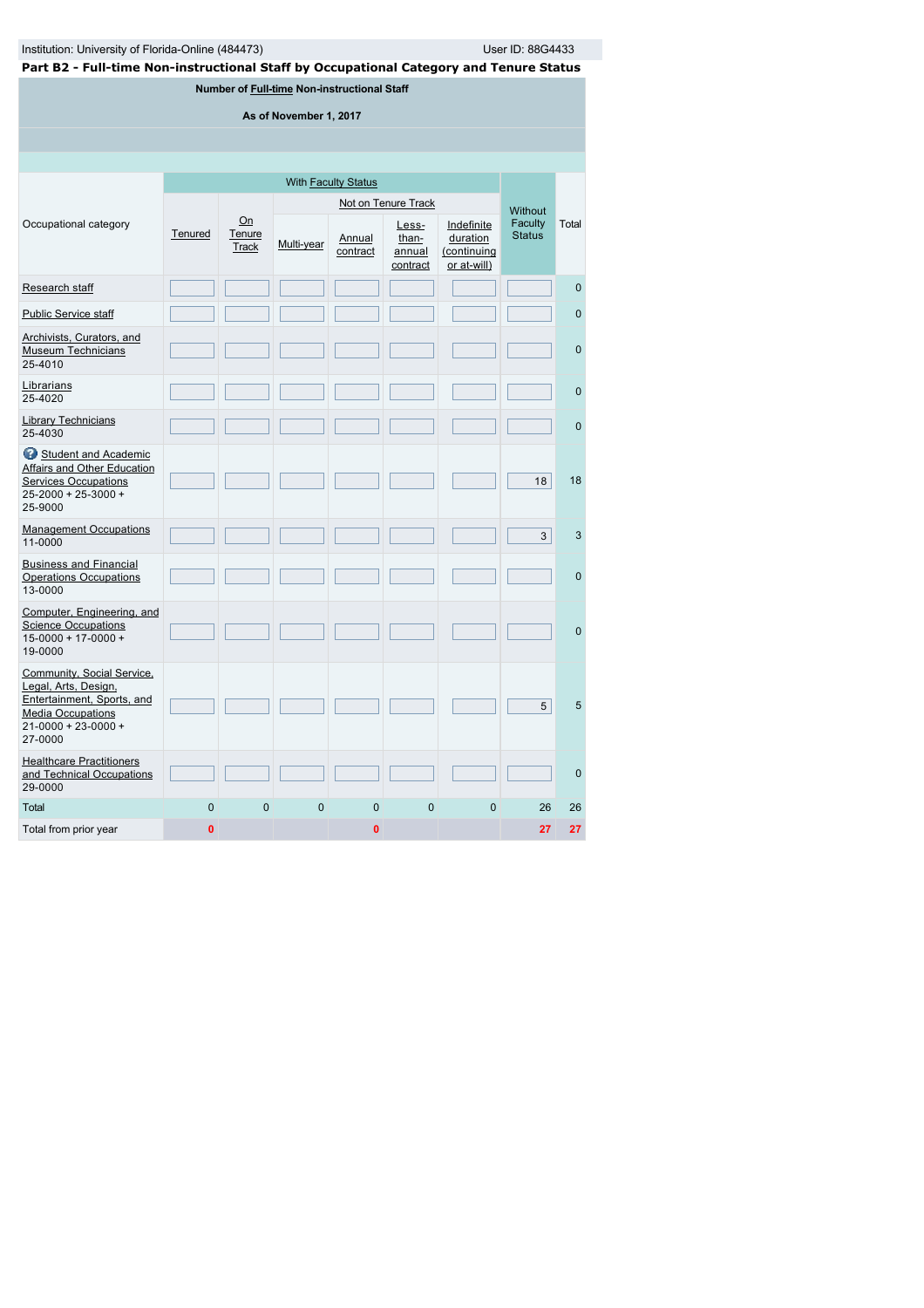Institution: University of Florida-Online (484473) User ID: 88G4433

## Part B2 - Full-time Non-instructional Staff by Occupational Category and Tenure Status

**Number of Full-time Non-instructional Staff**

**As of November 1, 2017**

| Occupational category | With Faculty Status | | | | | | Without Faculty Status | Total |
|---|---|---|---|---|---|---|---|---|
| | Tenured | On Tenure Track | Not on Tenure Track | | | | | |
| | | | Multi-year | Annual contract | Less-than-annual contract | Indefinite duration (continuing or at-will) | | |
| Research staff | | | | | | | | 0 |
| Public Service staff | | | | | | | | 0 |
| Archivists, Curators, and Museum Technicians 25-4010 | | | | | | | | 0 |
| Librarians 25-4020 | | | | | | | | 0 |
| Library Technicians 25-4030 | | | | | | | | 0 |
| Student and Academic Affairs and Other Education Services Occupations 25-2000 + 25-3000 + 25-9000 | | | | | | | 18 | 18 |
| Management Occupations 11-0000 | | | | | | | 3 | 3 |
| Business and Financial Operations Occupations 13-0000 | | | | | | | | 0 |
| Computer, Engineering, and Science Occupations 15-0000 + 17-0000 + 19-0000 | | | | | | | | 0 |
| Community, Social Service, Legal, Arts, Design, Entertainment, Sports, and Media Occupations 21-0000 + 23-0000 + 27-0000 | | | | | | | 5 | 5 |
| Healthcare Practitioners and Technical Occupations 29-0000 | | | | | | | | 0 |
| Total | 0 | 0 | 0 | 0 | 0 | 0 | 26 | 26 |
| Total from prior year | 0 | | | 0 | | | 27 | 27 |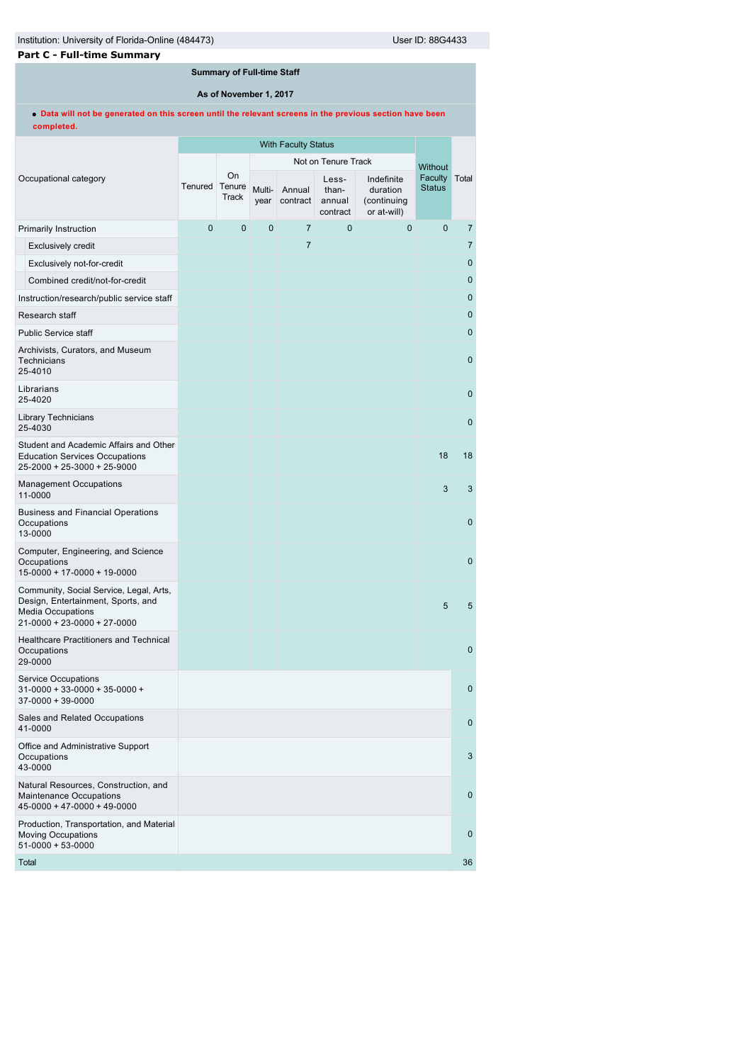Institution: University of Florida-Online (484473) User ID: 88G4433

## Part C - Full-time Summary

**Summary of Full-time Staff**

**As of November 1, 2017**

- **Data will not be generated on this screen until the relevant screens in the previous section have been completed.**

| Occupational category | With Faculty Status | | | | | | Without Faculty Status | Total |
|---|---|---|---|---|---|---|---|---|
| | Tenured | On Tenure Track | Not on Tenure Track | | | | | |
| | | | Multi-year | Annual contract | Less-than-annual contract | Indefinite duration (continuing or at-will) | | |
| Primarily Instruction | 0 | 0 | 0 | 7 | 0 | 0 | 0 | 7 |
| Exclusively credit | | | | 7 | | | | 7 |
| Exclusively not-for-credit | | | | | | | | 0 |
| Combined credit/not-for-credit | | | | | | | | 0 |
| Instruction/research/public service staff | | | | | | | | 0 |
| Research staff | | | | | | | | 0 |
| Public Service staff | | | | | | | | 0 |
| Archivists, Curators, and Museum Technicians 25-4010 | | | | | | | | 0 |
| Librarians 25-4020 | | | | | | | | 0 |
| Library Technicians 25-4030 | | | | | | | | 0 |
| Student and Academic Affairs and Other Education Services Occupations 25-2000 + 25-3000 + 25-9000 | | | | | | | 18 | 18 |
| Management Occupations 11-0000 | | | | | | | 3 | 3 |
| Business and Financial Operations Occupations 13-0000 | | | | | | | | 0 |
| Computer, Engineering, and Science Occupations 15-0000 + 17-0000 + 19-0000 | | | | | | | | 0 |
| Community, Social Service, Legal, Arts, Design, Entertainment, Sports, and Media Occupations 21-0000 + 23-0000 + 27-0000 | | | | | | | 5 | 5 |
| Healthcare Practitioners and Technical Occupations 29-0000 | | | | | | | | 0 |
| Service Occupations 31-0000 + 33-0000 + 35-0000 + 37-0000 + 39-0000 | | | | | | | | 0 |
| Sales and Related Occupations 41-0000 | | | | | | | | 0 |
| Office and Administrative Support Occupations 43-0000 | | | | | | | | 3 |
| Natural Resources, Construction, and Maintenance Occupations 45-0000 + 47-0000 + 49-0000 | | | | | | | | 0 |
| Production, Transportation, and Material Moving Occupations 51-0000 + 53-0000 | | | | | | | | 0 |
| Total | | | | | | | | 36 |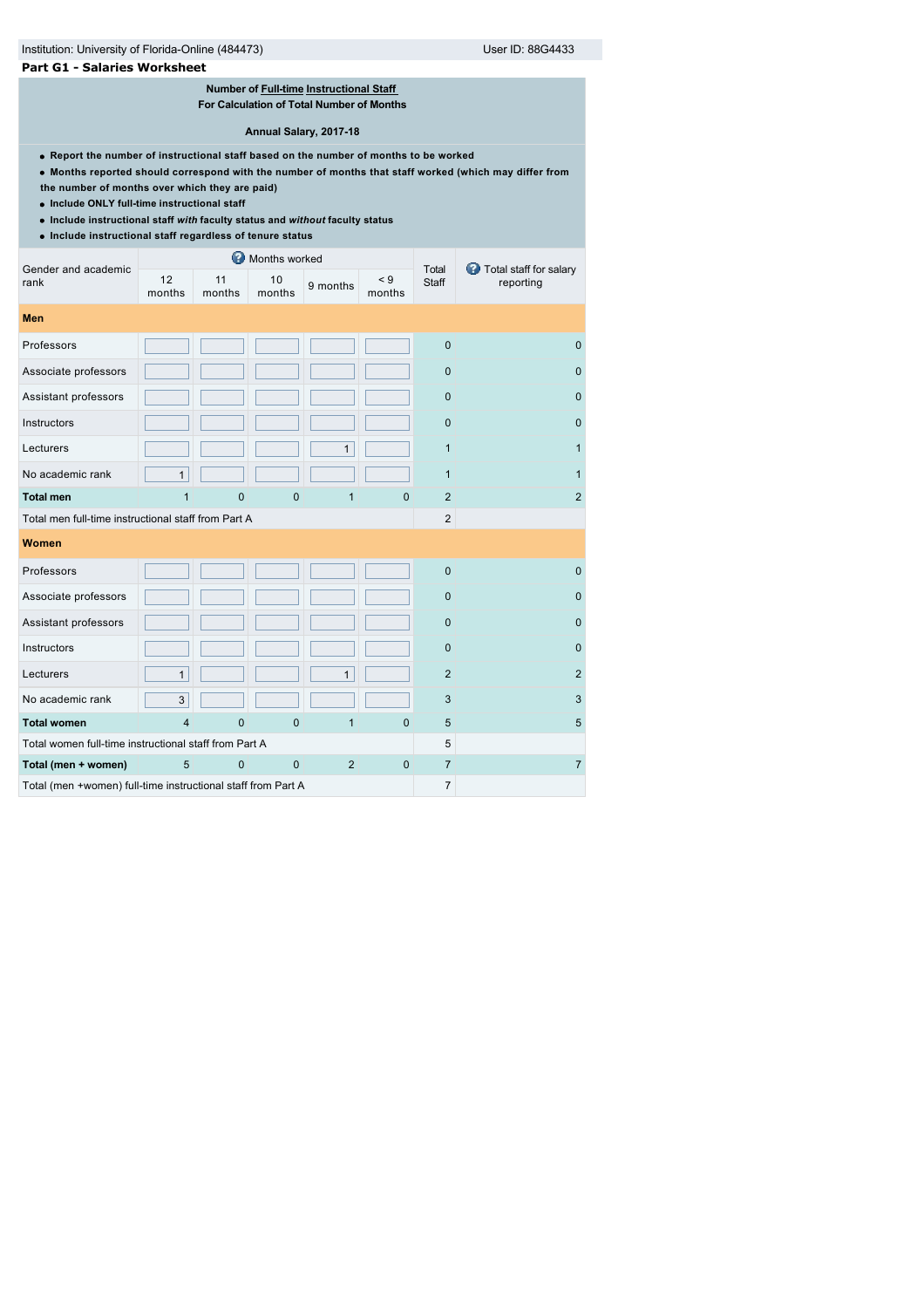Institution: University of Florida-Online (484473) User ID: 88G4433

## Part G1 - Salaries Worksheet

**Number of Full-time Instructional Staff**
**For Calculation of Total Number of Months**

**Annual Salary, 2017-18**

- **Report the number of instructional staff based on the number of months to be worked**
- **Months reported should correspond with the number of months that staff worked (which may differ from the number of months over which they are paid)**
- **Include ONLY full-time instructional staff**
- **Include instructional staff *with* faculty status and *without* faculty status**
- **Include instructional staff regardless of tenure status**

| Gender and academic rank | Months worked | | | | | Total Staff | Total staff for salary reporting |
|---|---|---|---|---|---|---|---|
| | 12 months | 11 months | 10 months | 9 months | < 9 months | | |
| **Men** | | | | | | | |
| Professors | | | | | | 0 | 0 |
| Associate professors | | | | | | 0 | 0 |
| Assistant professors | | | | | | 0 | 0 |
| Instructors | | | | | | 0 | 0 |
| Lecturers | | | | 1 | | 1 | 1 |
| No academic rank | 1 | | | | | 1 | 1 |
| **Total men** | 1 | 0 | 0 | 1 | 0 | 2 | 2 |
| Total men full-time instructional staff from Part A | | | | | | 2 | |
| **Women** | | | | | | | |
| Professors | | | | | | 0 | 0 |
| Associate professors | | | | | | 0 | 0 |
| Assistant professors | | | | | | 0 | 0 |
| Instructors | | | | | | 0 | 0 |
| Lecturers | 1 | | | 1 | | 2 | 2 |
| No academic rank | 3 | | | | | 3 | 3 |
| **Total women** | 4 | 0 | 0 | 1 | 0 | 5 | 5 |
| Total women full-time instructional staff from Part A | | | | | | 5 | |
| **Total (men + women)** | 5 | 0 | 0 | 2 | 0 | 7 | 7 |
| Total (men +women) full-time instructional staff from Part A | | | | | | 7 | |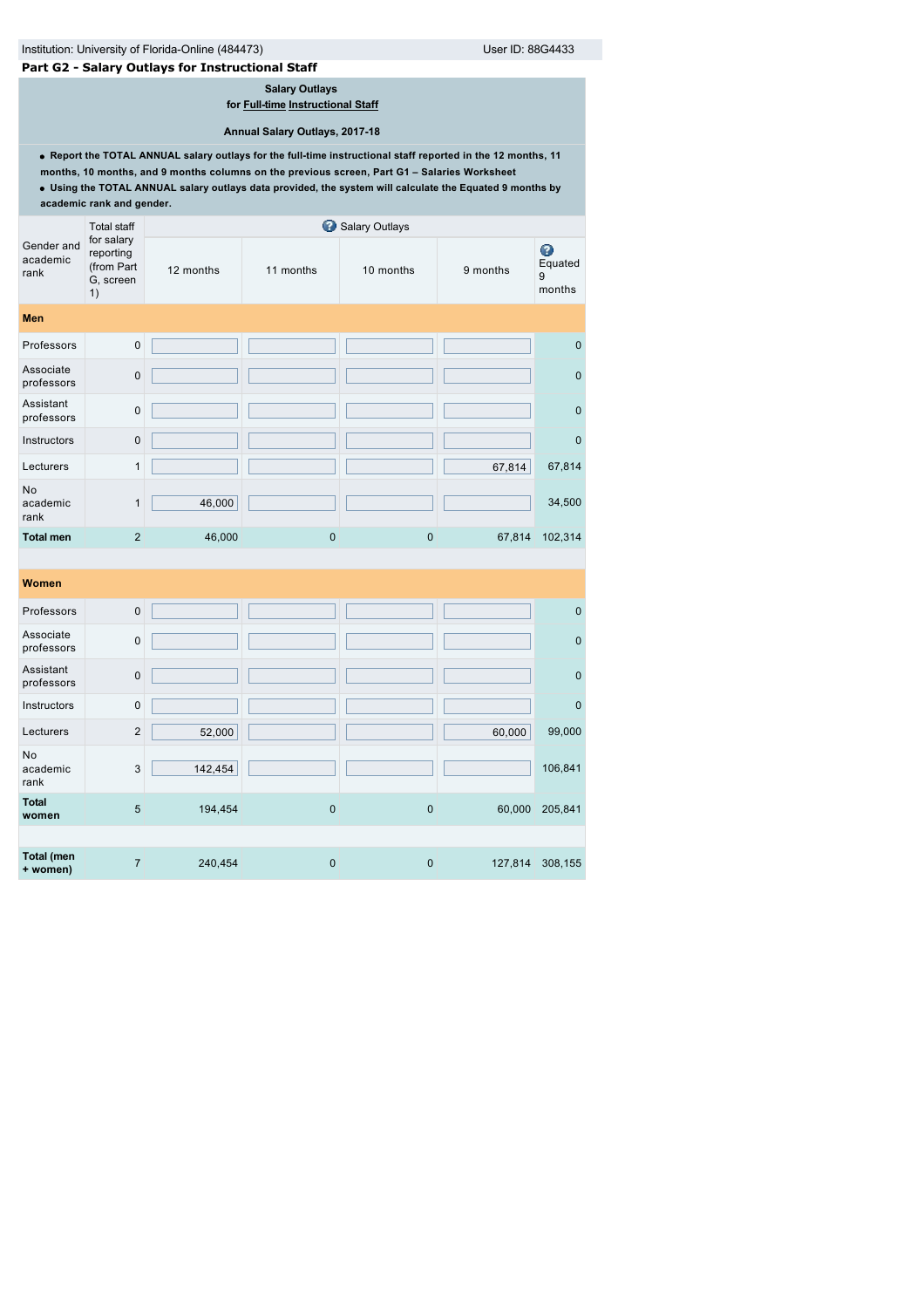Institution: University of Florida-Online (484473) User ID: 88G4433

## Part G2 - Salary Outlays for Instructional Staff

**Salary Outlays**
**for Full-time Instructional Staff**

**Annual Salary Outlays, 2017-18**

- **Report the TOTAL ANNUAL salary outlays for the full-time instructional staff reported in the 12 months, 11 months, 10 months, and 9 months columns on the previous screen, Part G1 – Salaries Worksheet**
- **Using the TOTAL ANNUAL salary outlays data provided, the system will calculate the Equated 9 months by academic rank and gender.**

| Gender and academic rank | Total staff for salary reporting (from Part G, screen 1) | Salary Outlays | | | | |
|---|---|---|---|---|---|---|
| | | 12 months | 11 months | 10 months | 9 months | Equated 9 months |
| **Men** | | | | | | |
| Professors | 0 | | | | | 0 |
| Associate professors | 0 | | | | | 0 |
| Assistant professors | 0 | | | | | 0 |
| Instructors | 0 | | | | | 0 |
| Lecturers | 1 | | | | 67,814 | 67,814 |
| No academic rank | 1 | 46,000 | | | | 34,500 |
| **Total men** | 2 | 46,000 | 0 | 0 | 67,814 | 102,314 |
| **Women** | | | | | | |
| Professors | 0 | | | | | 0 |
| Associate professors | 0 | | | | | 0 |
| Assistant professors | 0 | | | | | 0 |
| Instructors | 0 | | | | | 0 |
| Lecturers | 2 | 52,000 | | | 60,000 | 99,000 |
| No academic rank | 3 | 142,454 | | | | 106,841 |
| **Total women** | 5 | 194,454 | 0 | 0 | 60,000 | 205,841 |
| **Total (men + women)** | 7 | 240,454 | 0 | 0 | 127,814 | 308,155 |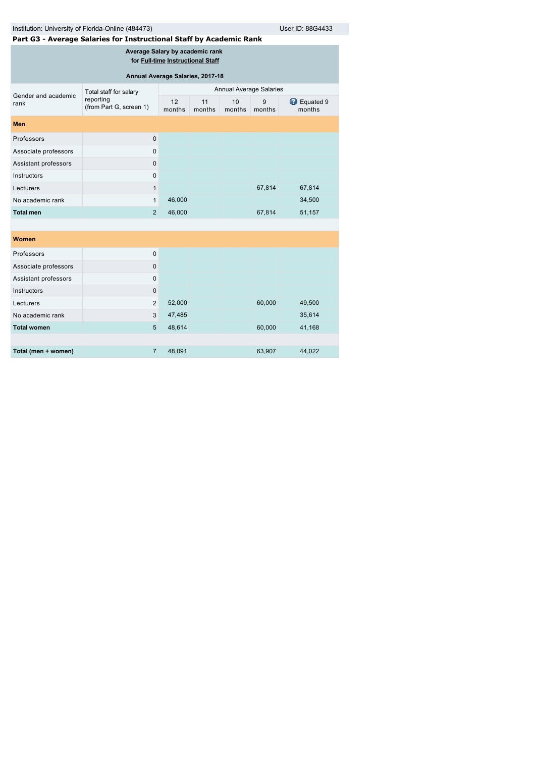Institution: University of Florida-Online (484473)

User ID: 88G4433

## Part G3 - Average Salaries for Instructional Staff by Academic Rank

**Average Salary by academic rank for Full-time Instructional Staff**

**Annual Average Salaries, 2017-18**

| Gender and academic rank | Total staff for salary reporting (from Part G, screen 1) | Annual Average Salaries | | | | |
|---|---|---|---|---|---|---|
| | | 12 months | 11 months | 10 months | 9 months | Equated 9 months |
| **Men** | | | | | | |
| Professors | 0 | | | | | |
| Associate professors | 0 | | | | | |
| Assistant professors | 0 | | | | | |
| Instructors | 0 | | | | | |
| Lecturers | 1 | | | | 67,814 | 67,814 |
| No academic rank | 1 | 46,000 | | | | 34,500 |
| **Total men** | 2 | 46,000 | | | 67,814 | 51,157 |
| **Women** | | | | | | |
| Professors | 0 | | | | | |
| Associate professors | 0 | | | | | |
| Assistant professors | 0 | | | | | |
| Instructors | 0 | | | | | |
| Lecturers | 2 | 52,000 | | | 60,000 | 49,500 |
| No academic rank | 3 | 47,485 | | | | 35,614 |
| **Total women** | 5 | 48,614 | | | 60,000 | 41,168 |
| **Total (men + women)** | 7 | 48,091 | | | 63,907 | 44,022 |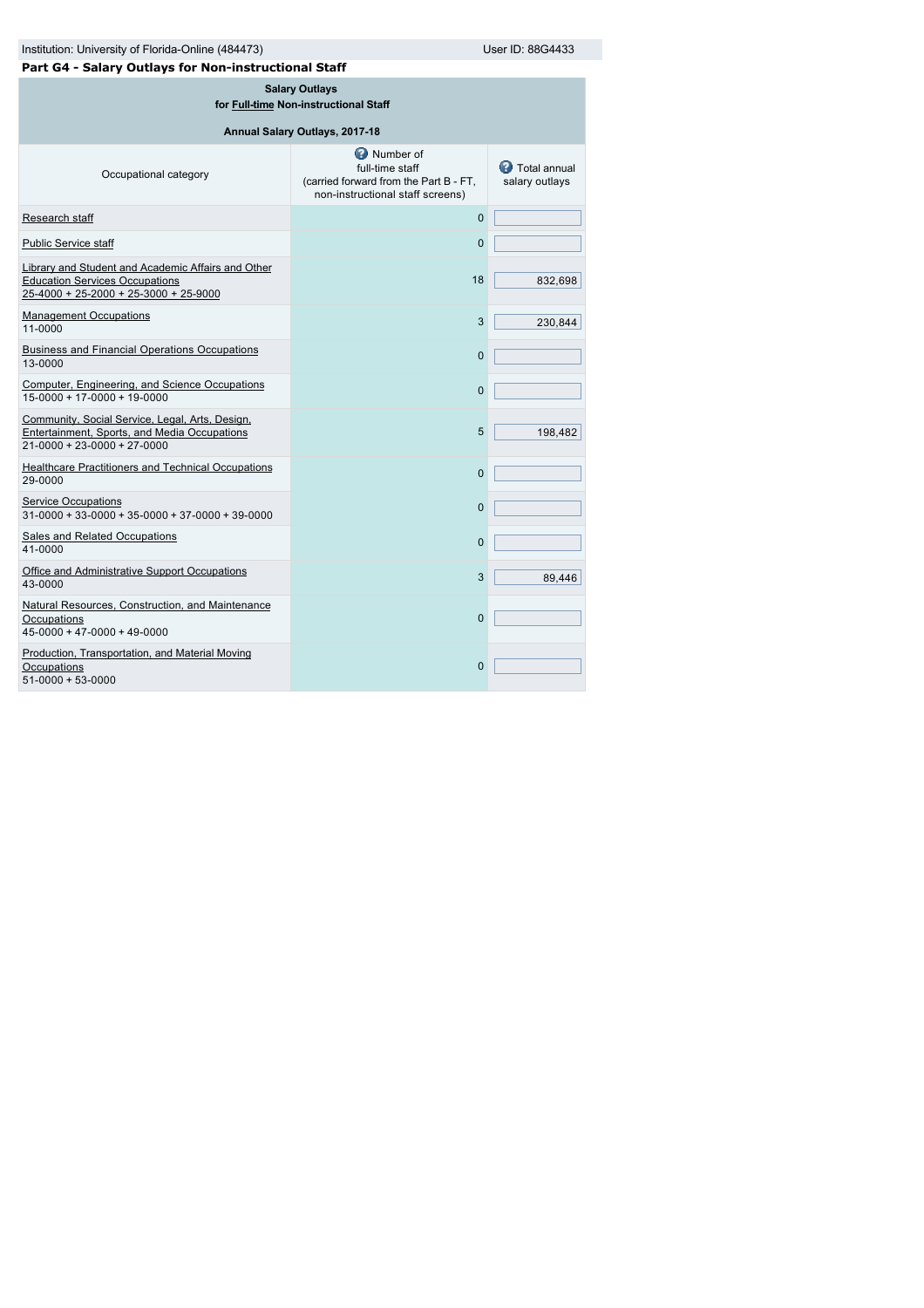Institution: University of Florida-Online (484473) User ID: 88G4433

## Part G4 - Salary Outlays for Non-instructional Staff

**Salary Outlays**
**for Full-time Non-instructional Staff**

**Annual Salary Outlays, 2017-18**

| Occupational category | Number of full-time staff (carried forward from the Part B - FT, non-instructional staff screens) | Total annual salary outlays |
|---|---|---|
| Research staff | 0 | |
| Public Service staff | 0 | |
| Library and Student and Academic Affairs and Other Education Services Occupations 25-4000 + 25-2000 + 25-3000 + 25-9000 | 18 | 832,698 |
| Management Occupations 11-0000 | 3 | 230,844 |
| Business and Financial Operations Occupations 13-0000 | 0 | |
| Computer, Engineering, and Science Occupations 15-0000 + 17-0000 + 19-0000 | 0 | |
| Community, Social Service, Legal, Arts, Design, Entertainment, Sports, and Media Occupations 21-0000 + 23-0000 + 27-0000 | 5 | 198,482 |
| Healthcare Practitioners and Technical Occupations 29-0000 | 0 | |
| Service Occupations 31-0000 + 33-0000 + 35-0000 + 37-0000 + 39-0000 | 0 | |
| Sales and Related Occupations 41-0000 | 0 | |
| Office and Administrative Support Occupations 43-0000 | 3 | 89,446 |
| Natural Resources, Construction, and Maintenance Occupations 45-0000 + 47-0000 + 49-0000 | 0 | |
| Production, Transportation, and Material Moving Occupations 51-0000 + 53-0000 | 0 | |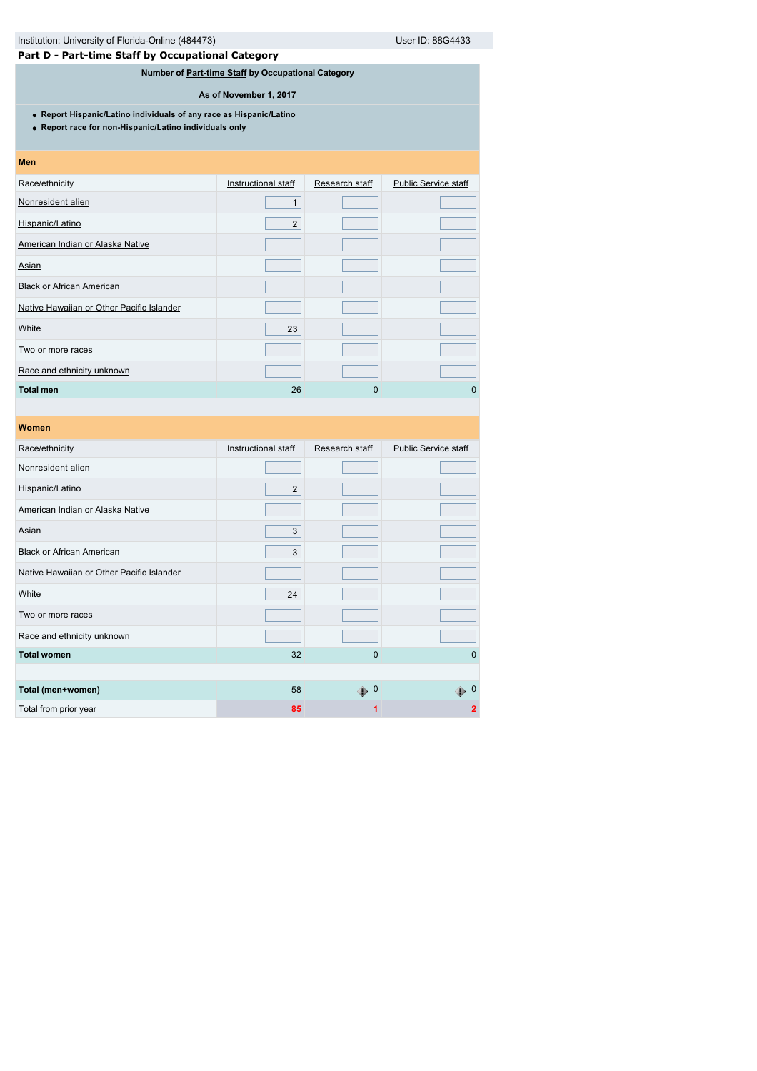Institution: University of Florida-Online (484473) User ID: 88G4433

## Part D - Part-time Staff by Occupational Category

**Number of Part-time Staff by Occupational Category**

**As of November 1, 2017**

- **Report Hispanic/Latino individuals of any race as Hispanic/Latino**
- **Report race for non-Hispanic/Latino individuals only**

| **Men** | | | |
|---|---|---|---|
| Race/ethnicity | Instructional staff | Research staff | Public Service staff |
| Nonresident alien | 1 | | |
| Hispanic/Latino | 2 | | |
| American Indian or Alaska Native | | | |
| Asian | | | |
| Black or African American | | | |
| Native Hawaiian or Other Pacific Islander | | | |
| White | 23 | | |
| Two or more races | | | |
| Race and ethnicity unknown | | | |
| **Total men** | 26 | 0 | 0 |

| **Women** | | | |
|---|---|---|---|
| Race/ethnicity | Instructional staff | Research staff | Public Service staff |
| Nonresident alien | | | |
| Hispanic/Latino | 2 | | |
| American Indian or Alaska Native | | | |
| Asian | 3 | | |
| Black or African American | 3 | | |
| Native Hawaiian or Other Pacific Islander | | | |
| White | 24 | | |
| Two or more races | | | |
| Race and ethnicity unknown | | | |
| **Total women** | 32 | 0 | 0 |
| **Total (men+women)** | 58 | 0 | 0 |
| Total from prior year | 85 | 1 | 2 |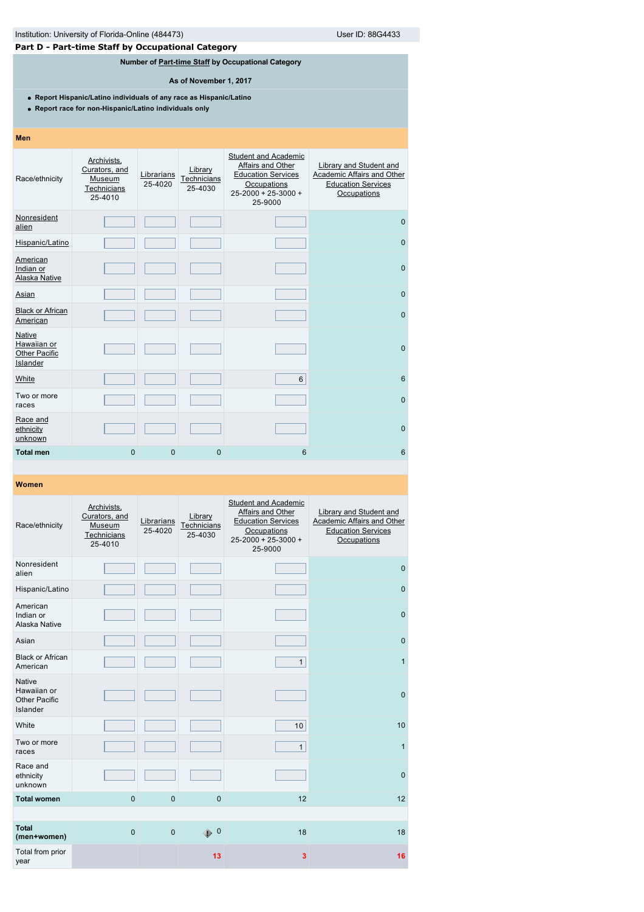Institution: University of Florida-Online (484473) User ID: 88G4433

## Part D - Part-time Staff by Occupational Category

**Number of Part-time Staff by Occupational Category**

**As of November 1, 2017**

- **Report Hispanic/Latino individuals of any race as Hispanic/Latino**
- **Report race for non-Hispanic/Latino individuals only**

### Men

| Race/ethnicity | Archivists, Curators, and Museum Technicians 25-4010 | Librarians 25-4020 | Library Technicians 25-4030 | Student and Academic Affairs and Other Education Services Occupations 25-2000 + 25-3000 + 25-9000 | Library and Student and Academic Affairs and Other Education Services Occupations |
|---|---|---|---|---|---|
| Nonresident alien | | | | | 0 |
| Hispanic/Latino | | | | | 0 |
| American Indian or Alaska Native | | | | | 0 |
| Asian | | | | | 0 |
| Black or African American | | | | | 0 |
| Native Hawaiian or Other Pacific Islander | | | | | 0 |
| White | | | | 6 | 6 |
| Two or more races | | | | | 0 |
| Race and ethnicity unknown | | | | | 0 |
| **Total men** | 0 | 0 | 0 | 6 | 6 |

### Women

| Race/ethnicity | Archivists, Curators, and Museum Technicians 25-4010 | Librarians 25-4020 | Library Technicians 25-4030 | Student and Academic Affairs and Other Education Services Occupations 25-2000 + 25-3000 + 25-9000 | Library and Student and Academic Affairs and Other Education Services Occupations |
|---|---|---|---|---|---|
| Nonresident alien | | | | | 0 |
| Hispanic/Latino | | | | | 0 |
| American Indian or Alaska Native | | | | | 0 |
| Asian | | | | | 0 |
| Black or African American | | | | 1 | 1 |
| Native Hawaiian or Other Pacific Islander | | | | | 0 |
| White | | | | 10 | 10 |
| Two or more races | | | | 1 | 1 |
| Race and ethnicity unknown | | | | | 0 |
| **Total women** | 0 | 0 | 0 | 12 | 12 |
| **Total (men+women)** | 0 | 0 | 0 | 18 | 18 |
| Total from prior year | | | 13 | 3 | 16 |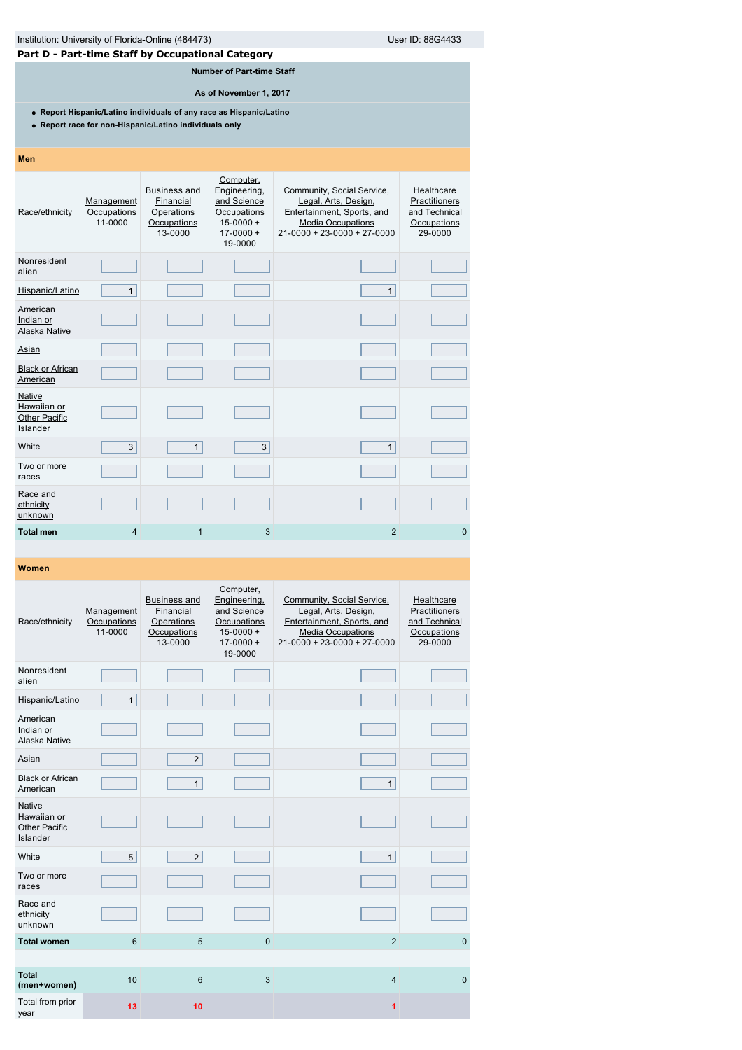Institution: University of Florida-Online (484473) User ID: 88G4433

## Part D - Part-time Staff by Occupational Category

**Number of Part-time Staff**

**As of November 1, 2017**

- **Report Hispanic/Latino individuals of any race as Hispanic/Latino**
- **Report race for non-Hispanic/Latino individuals only**

**Men**

| Race/ethnicity | Management Occupations 11-0000 | Business and Financial Operations Occupations 13-0000 | Computer, Engineering, and Science Occupations 15-0000 + 17-0000 + 19-0000 | Community, Social Service, Legal, Arts, Design, Entertainment, Sports, and Media Occupations 21-0000 + 23-0000 + 27-0000 | Healthcare Practitioners and Technical Occupations 29-0000 |
|---|---|---|---|---|---|
| Nonresident alien | | | | | |
| Hispanic/Latino | 1 | | | 1 | |
| American Indian or Alaska Native | | | | | |
| Asian | | | | | |
| Black or African American | | | | | |
| Native Hawaiian or Other Pacific Islander | | | | | |
| White | 3 | 1 | 3 | 1 | |
| Two or more races | | | | | |
| Race and ethnicity unknown | | | | | |
| **Total men** | 4 | 1 | 3 | 2 | 0 |

**Women**

| Race/ethnicity | Management Occupations 11-0000 | Business and Financial Operations Occupations 13-0000 | Computer, Engineering, and Science Occupations 15-0000 + 17-0000 + 19-0000 | Community, Social Service, Legal, Arts, Design, Entertainment, Sports, and Media Occupations 21-0000 + 23-0000 + 27-0000 | Healthcare Practitioners and Technical Occupations 29-0000 |
|---|---|---|---|---|---|
| Nonresident alien | | | | | |
| Hispanic/Latino | 1 | | | | |
| American Indian or Alaska Native | | | | | |
| Asian | | 2 | | | |
| Black or African American | | 1 | | 1 | |
| Native Hawaiian or Other Pacific Islander | | | | | |
| White | 5 | 2 | | 1 | |
| Two or more races | | | | | |
| Race and ethnicity unknown | | | | | |
| **Total women** | 6 | 5 | 0 | 2 | 0 |
| | | | | | |
| **Total (men+women)** | 10 | 6 | 3 | 4 | 0 |
| Total from prior year | 13 | 10 | | 1 | |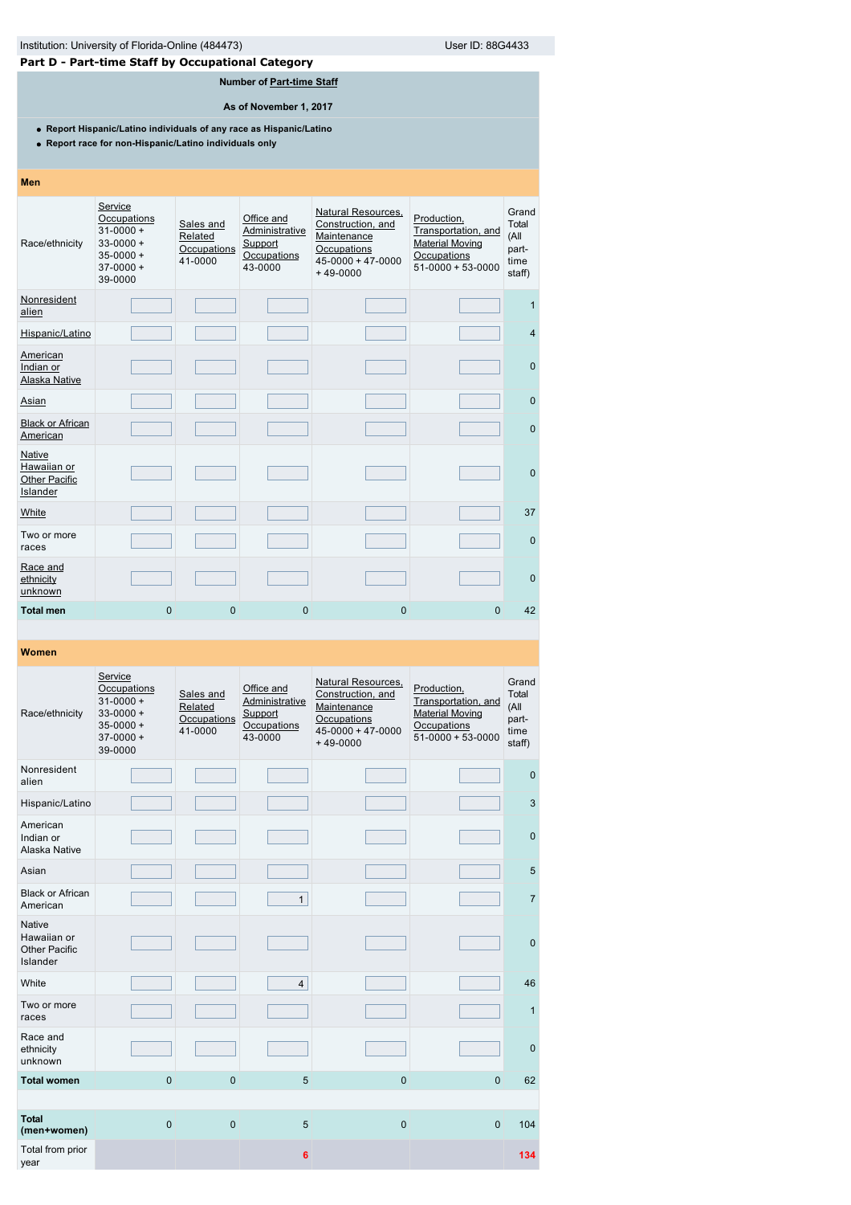Institution: University of Florida-Online (484473) User ID: 88G4433

## Part D - Part-time Staff by Occupational Category

**Number of Part-time Staff**

**As of November 1, 2017**

- **Report Hispanic/Latino individuals of any race as Hispanic/Latino**
- **Report race for non-Hispanic/Latino individuals only**

**Men**

| Race/ethnicity | Service Occupations 31-0000 + 33-0000 + 35-0000 + 37-0000 + 39-0000 | Sales and Related Occupations 41-0000 | Office and Administrative Support Occupations 43-0000 | Natural Resources, Construction, and Maintenance Occupations 45-0000 + 47-0000 + 49-0000 | Production, Transportation, and Material Moving Occupations 51-0000 + 53-0000 | Grand Total (All part-time staff) |
|---|---|---|---|---|---|---|
| Nonresident alien | | | | | | 1 |
| Hispanic/Latino | | | | | | 4 |
| American Indian or Alaska Native | | | | | | 0 |
| Asian | | | | | | 0 |
| Black or African American | | | | | | 0 |
| Native Hawaiian or Other Pacific Islander | | | | | | 0 |
| White | | | | | | 37 |
| Two or more races | | | | | | 0 |
| Race and ethnicity unknown | | | | | | 0 |
| **Total men** | 0 | 0 | 0 | 0 | 0 | 42 |

**Women**

| Race/ethnicity | Service Occupations 31-0000 + 33-0000 + 35-0000 + 37-0000 + 39-0000 | Sales and Related Occupations 41-0000 | Office and Administrative Support Occupations 43-0000 | Natural Resources, Construction, and Maintenance Occupations 45-0000 + 47-0000 + 49-0000 | Production, Transportation, and Material Moving Occupations 51-0000 + 53-0000 | Grand Total (All part-time staff) |
|---|---|---|---|---|---|---|
| Nonresident alien | | | | | | 0 |
| Hispanic/Latino | | | | | | 3 |
| American Indian or Alaska Native | | | | | | 0 |
| Asian | | | | | | 5 |
| Black or African American | | | 1 | | | 7 |
| Native Hawaiian or Other Pacific Islander | | | | | | 0 |
| White | | | 4 | | | 46 |
| Two or more races | | | | | | 1 |
| Race and ethnicity unknown | | | | | | 0 |
| **Total women** | 0 | 0 | 5 | 0 | 0 | 62 |
| **Total (men+women)** | 0 | 0 | 5 | 0 | 0 | 104 |
| Total from prior year | | | 6 | | | 134 |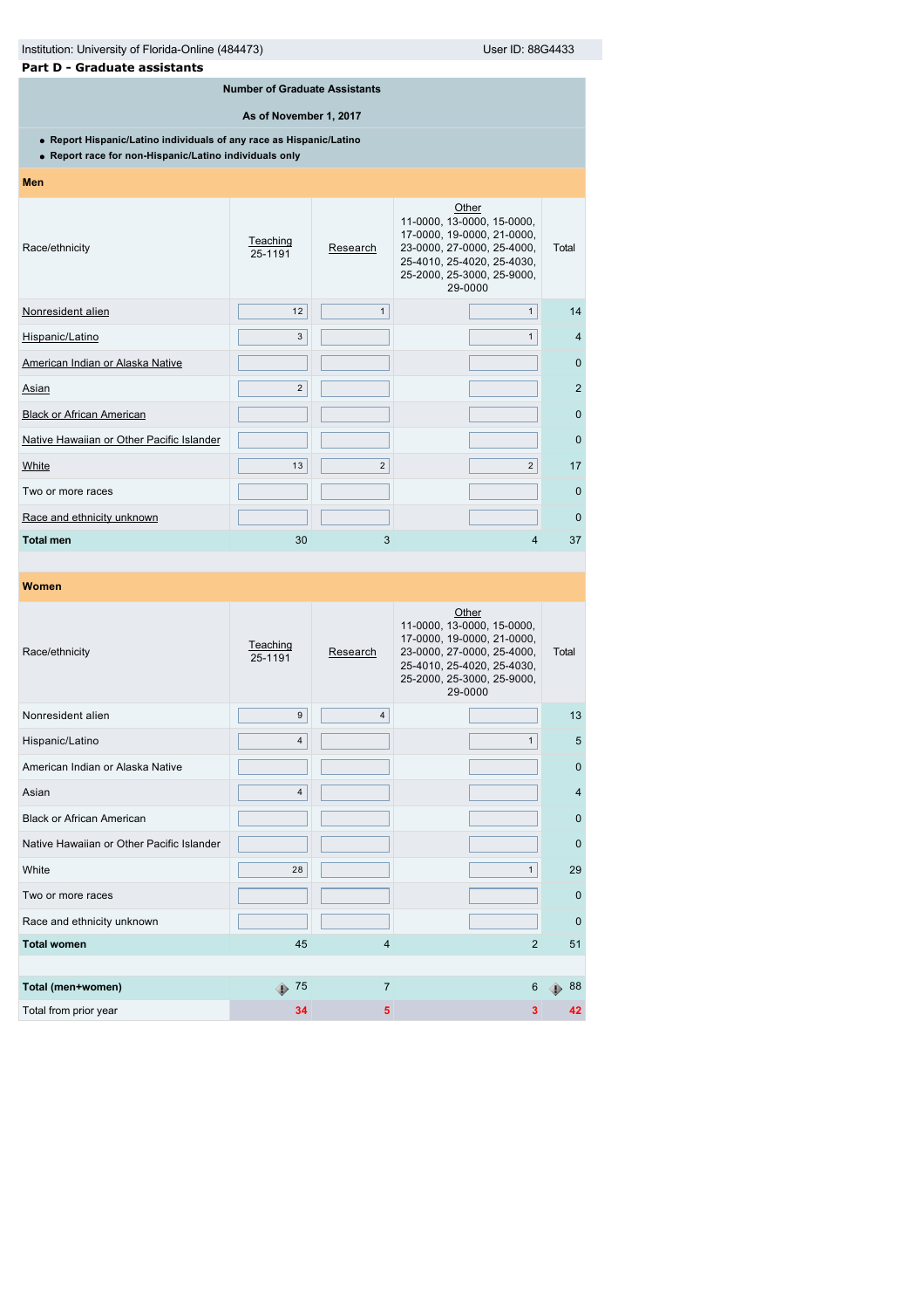Institution: University of Florida-Online (484473) User ID: 88G4433

## Part D - Graduate assistants

**Number of Graduate Assistants**

**As of November 1, 2017**

- **Report Hispanic/Latino individuals of any race as Hispanic/Latino**
- **Report race for non-Hispanic/Latino individuals only**

### Men

| Race/ethnicity | Teaching 25-1191 | Research | Other 11-0000, 13-0000, 15-0000, 17-0000, 19-0000, 21-0000, 23-0000, 27-0000, 25-4000, 25-4010, 25-4020, 25-4030, 25-2000, 25-3000, 25-9000, 29-0000 | Total |
|---|---|---|---|---|
| Nonresident alien | 12 | 1 | 1 | 14 |
| Hispanic/Latino | 3 | | 1 | 4 |
| American Indian or Alaska Native | | | | 0 |
| Asian | 2 | | | 2 |
| Black or African American | | | | 0 |
| Native Hawaiian or Other Pacific Islander | | | | 0 |
| White | 13 | 2 | 2 | 17 |
| Two or more races | | | | 0 |
| Race and ethnicity unknown | | | | 0 |
| **Total men** | 30 | 3 | 4 | 37 |

### Women

| Race/ethnicity | Teaching 25-1191 | Research | Other 11-0000, 13-0000, 15-0000, 17-0000, 19-0000, 21-0000, 23-0000, 27-0000, 25-4000, 25-4010, 25-4020, 25-4030, 25-2000, 25-3000, 25-9000, 29-0000 | Total |
|---|---|---|---|---|
| Nonresident alien | 9 | 4 | | 13 |
| Hispanic/Latino | 4 | | 1 | 5 |
| American Indian or Alaska Native | | | | 0 |
| Asian | 4 | | | 4 |
| Black or African American | | | | 0 |
| Native Hawaiian or Other Pacific Islander | | | | 0 |
| White | 28 | | 1 | 29 |
| Two or more races | | | | 0 |
| Race and ethnicity unknown | | | | 0 |
| **Total women** | 45 | 4 | 2 | 51 |
| | | | | |
| **Total (men+women)** | 75 | 7 | 6 | 88 |
| Total from prior year | 34 | 5 | 3 | 42 |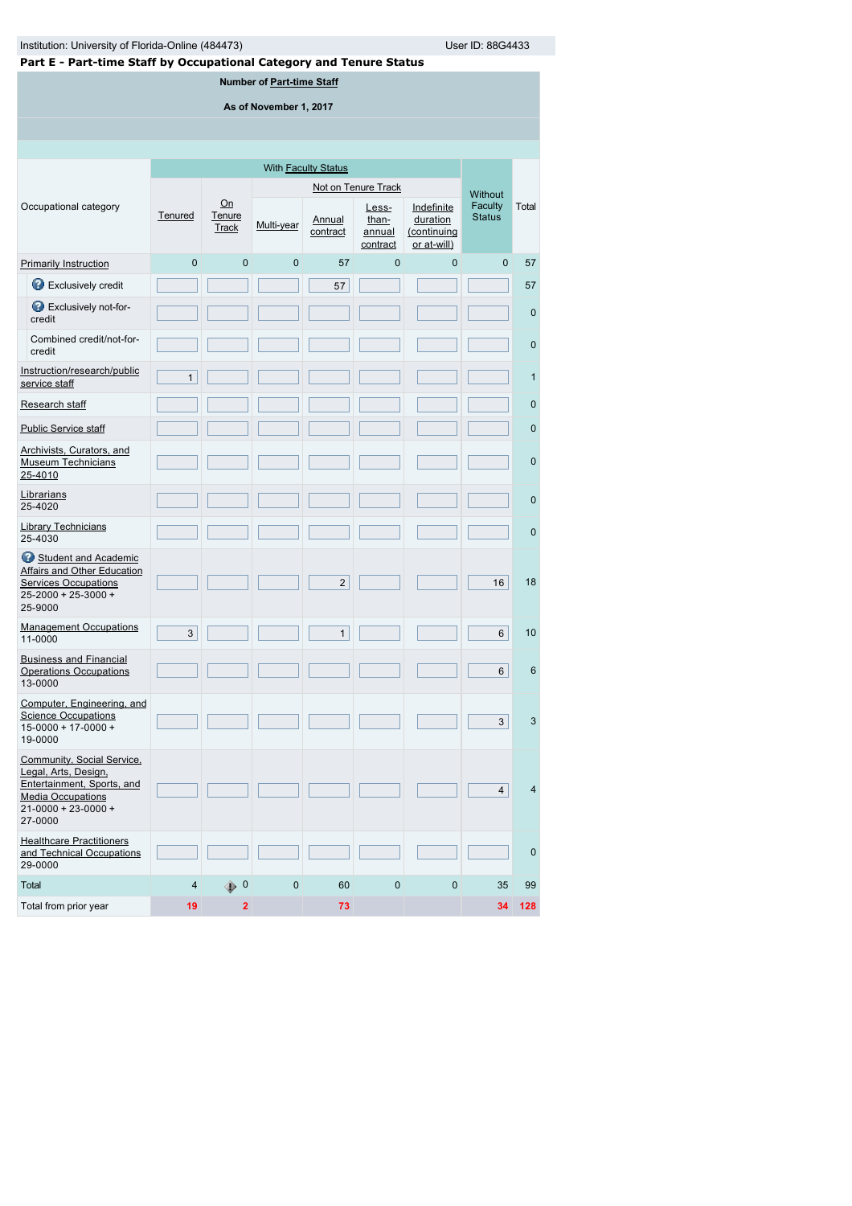Institution: University of Florida-Online (484473)    User ID: 88G4433

## Part E - Part-time Staff by Occupational Category and Tenure Status

**Number of Part-time Staff**

**As of November 1, 2017**

| Occupational category | With Faculty Status | | | | | | Without Faculty Status | Total |
|---|---|---|---|---|---|---|---|---|
| | Tenured | On Tenure Track | Not on Tenure Track | | | | | |
| | | | Multi-year | Annual contract | Less-than-annual contract | Indefinite duration (continuing or at-will) | | |
| Primarily Instruction | 0 | 0 | 0 | 57 | 0 | 0 | 0 | 57 |
| Exclusively credit | | | | 57 | | | | 57 |
| Exclusively not-for-credit | | | | | | | | 0 |
| Combined credit/not-for-credit | | | | | | | | 0 |
| Instruction/research/public service staff | 1 | | | | | | | 1 |
| Research staff | | | | | | | | 0 |
| Public Service staff | | | | | | | | 0 |
| Archivists, Curators, and Museum Technicians 25-4010 | | | | | | | | 0 |
| Librarians 25-4020 | | | | | | | | 0 |
| Library Technicians 25-4030 | | | | | | | | 0 |
| Student and Academic Affairs and Other Education Services Occupations 25-2000 + 25-3000 + 25-9000 | | | | 2 | | | 16 | 18 |
| Management Occupations 11-0000 | 3 | | | 1 | | | 6 | 10 |
| Business and Financial Operations Occupations 13-0000 | | | | | | | 6 | 6 |
| Computer, Engineering, and Science Occupations 15-0000 + 17-0000 + 19-0000 | | | | | | | 3 | 3 |
| Community, Social Service, Legal, Arts, Design, Entertainment, Sports, and Media Occupations 21-0000 + 23-0000 + 27-0000 | | | | | | | 4 | 4 |
| Healthcare Practitioners and Technical Occupations 29-0000 | | | | | | | | 0 |
| Total | 4 | 0 | 0 | 60 | 0 | 0 | 35 | 99 |
| Total from prior year | 19 | 2 | | 73 | | | 34 | 128 |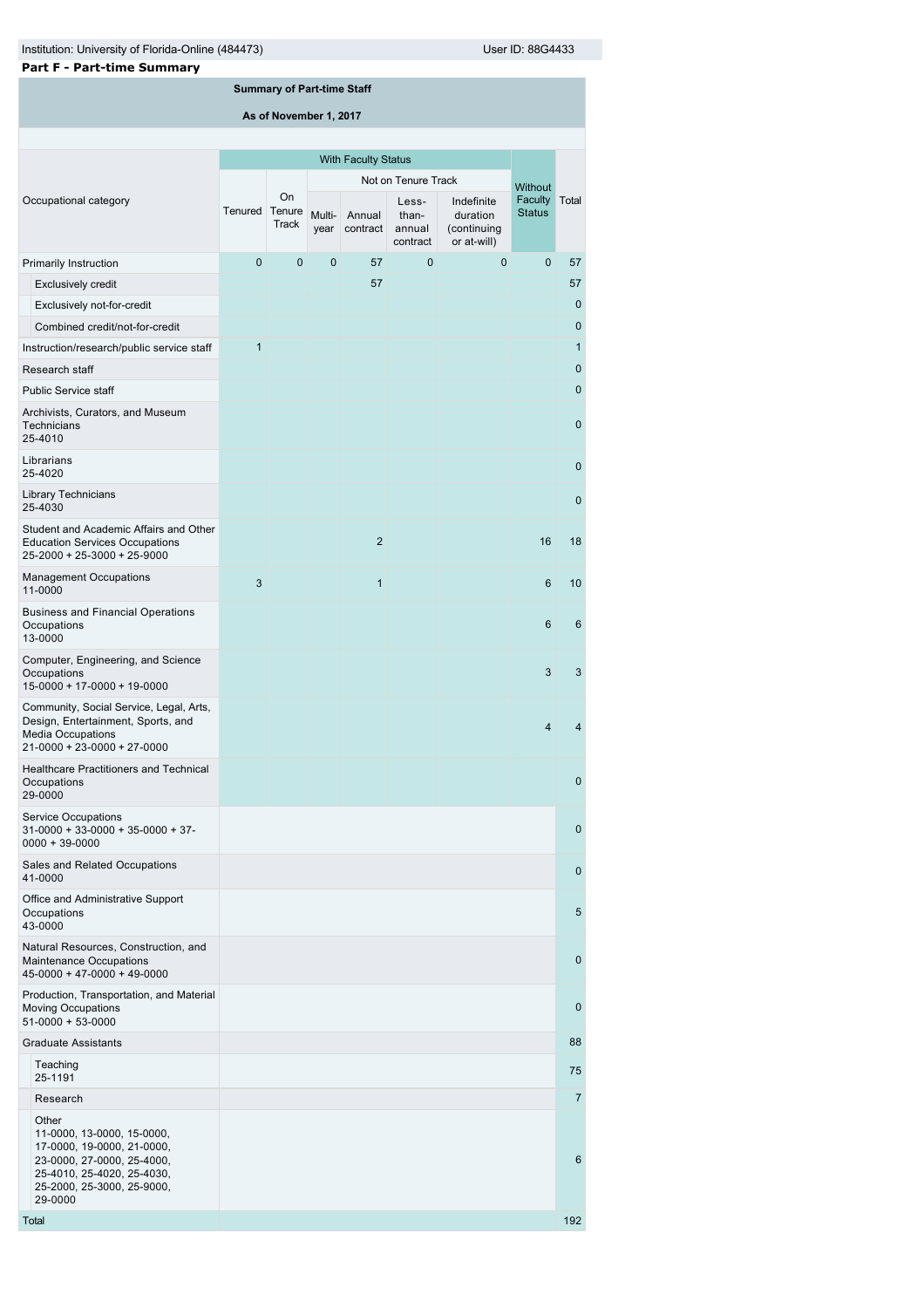Institution: University of Florida-Online (484473) User ID: 88G4433

## Part F - Part-time Summary

**Summary of Part-time Staff**

**As of November 1, 2017**

| Occupational category | With Faculty Status | | | | | | Without Faculty Status | Total |
|---|---|---|---|---|---|---|---|---|
| | | | Not on Tenure Track | | | | | |
| | Tenured | On Tenure Track | Multi-year | Annual contract | Less-than-annual contract | Indefinite duration (continuing or at-will) | | |
| Primarily Instruction | 0 | 0 | 0 | 57 | 0 | 0 | 0 | 57 |
| Exclusively credit | | | | 57 | | | | 57 |
| Exclusively not-for-credit | | | | | | | | 0 |
| Combined credit/not-for-credit | | | | | | | | 0 |
| Instruction/research/public service staff | 1 | | | | | | | 1 |
| Research staff | | | | | | | | 0 |
| Public Service staff | | | | | | | | 0 |
| Archivists, Curators, and Museum Technicians 25-4010 | | | | | | | | 0 |
| Librarians 25-4020 | | | | | | | | 0 |
| Library Technicians 25-4030 | | | | | | | | 0 |
| Student and Academic Affairs and Other Education Services Occupations 25-2000 + 25-3000 + 25-9000 | | | | 2 | | | 16 | 18 |
| Management Occupations 11-0000 | 3 | | | 1 | | | 6 | 10 |
| Business and Financial Operations Occupations 13-0000 | | | | | | | 6 | 6 |
| Computer, Engineering, and Science Occupations 15-0000 + 17-0000 + 19-0000 | | | | | | | 3 | 3 |
| Community, Social Service, Legal, Arts, Design, Entertainment, Sports, and Media Occupations 21-0000 + 23-0000 + 27-0000 | | | | | | | 4 | 4 |
| Healthcare Practitioners and Technical Occupations 29-0000 | | | | | | | | 0 |
| Service Occupations 31-0000 + 33-0000 + 35-0000 + 37-0000 + 39-0000 | | | | | | | | 0 |
| Sales and Related Occupations 41-0000 | | | | | | | | 0 |
| Office and Administrative Support Occupations 43-0000 | | | | | | | | 5 |
| Natural Resources, Construction, and Maintenance Occupations 45-0000 + 47-0000 + 49-0000 | | | | | | | | 0 |
| Production, Transportation, and Material Moving Occupations 51-0000 + 53-0000 | | | | | | | | 0 |
| Graduate Assistants | | | | | | | | 88 |
| Teaching 25-1191 | | | | | | | | 75 |
| Research | | | | | | | | 7 |
| Other 11-0000, 13-0000, 15-0000, 17-0000, 19-0000, 21-0000, 23-0000, 27-0000, 25-4000, 25-4010, 25-4020, 25-4030, 25-2000, 25-3000, 25-9000, 29-0000 | | | | | | | | 6 |
| Total | | | | | | | | 192 |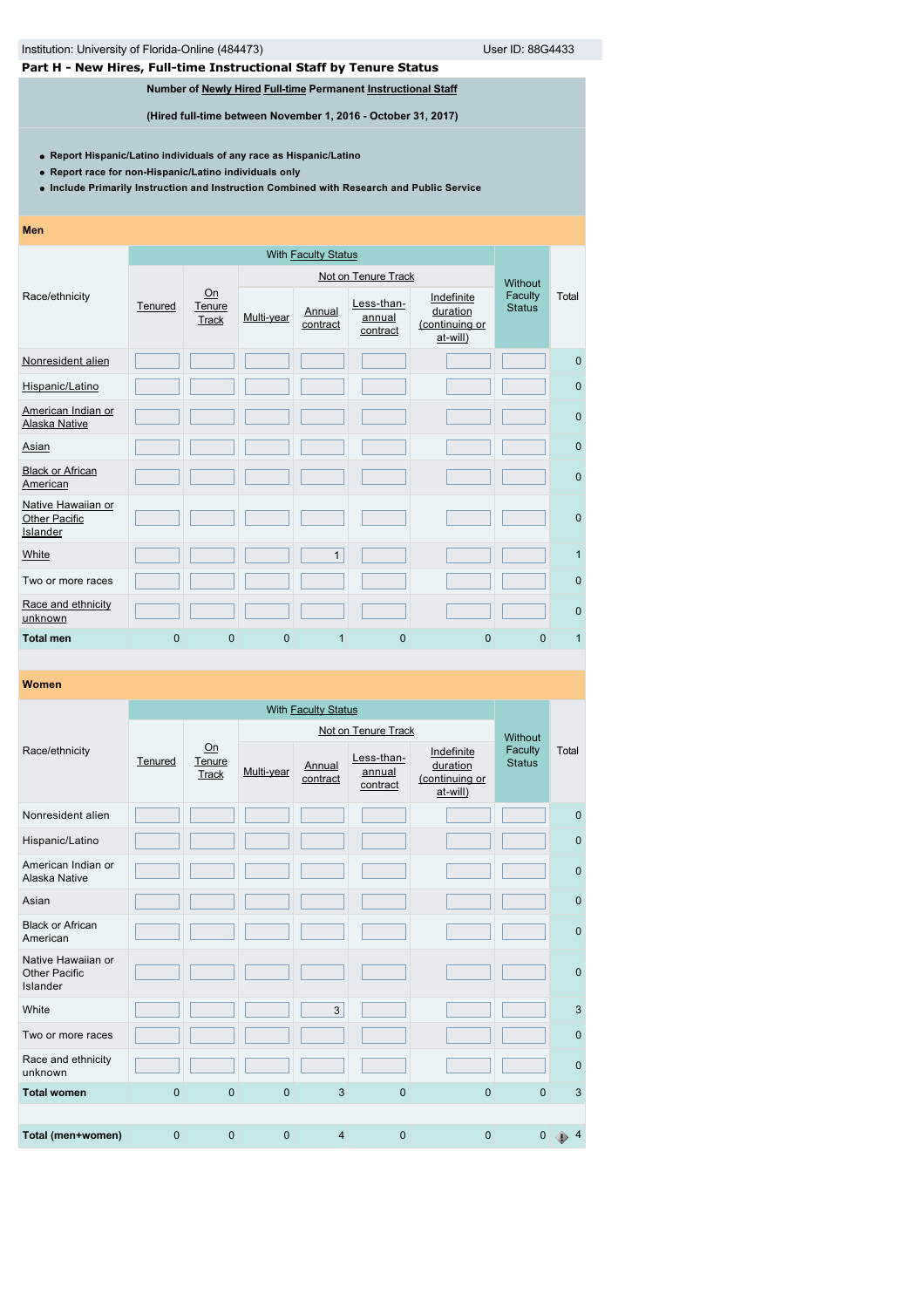Institution: University of Florida-Online (484473) User ID: 88G4433

## Part H - New Hires, Full-time Instructional Staff by Tenure Status

**Number of Newly Hired Full-time Permanent Instructional Staff**

**(Hired full-time between November 1, 2016 - October 31, 2017)**

- **Report Hispanic/Latino individuals of any race as Hispanic/Latino**
- **Report race for non-Hispanic/Latino individuals only**
- **Include Primarily Instruction and Instruction Combined with Research and Public Service**

### Men

| Race/ethnicity | With Faculty Status | | | | | | Without Faculty Status | Total |
|---|---|---|---|---|---|---|---|---|
| | Tenured | On Tenure Track | Not on Tenure Track | | | | | |
| | | | Multi-year | Annual contract | Less-than-annual contract | Indefinite duration (continuing or at-will) | | |
| Nonresident alien | | | | | | | | 0 |
| Hispanic/Latino | | | | | | | | 0 |
| American Indian or Alaska Native | | | | | | | | 0 |
| Asian | | | | | | | | 0 |
| Black or African American | | | | | | | | 0 |
| Native Hawaiian or Other Pacific Islander | | | | | | | | 0 |
| White | | | | 1 | | | | 1 |
| Two or more races | | | | | | | | 0 |
| Race and ethnicity unknown | | | | | | | | 0 |
| **Total men** | 0 | 0 | 0 | 1 | 0 | 0 | 0 | 1 |

### Women

| Race/ethnicity | With Faculty Status | | | | | | Without Faculty Status | Total |
|---|---|---|---|---|---|---|---|---|
| | Tenured | On Tenure Track | Not on Tenure Track | | | | | |
| | | | Multi-year | Annual contract | Less-than-annual contract | Indefinite duration (continuing or at-will) | | |
| Nonresident alien | | | | | | | | 0 |
| Hispanic/Latino | | | | | | | | 0 |
| American Indian or Alaska Native | | | | | | | | 0 |
| Asian | | | | | | | | 0 |
| Black or African American | | | | | | | | 0 |
| Native Hawaiian or Other Pacific Islander | | | | | | | | 0 |
| White | | | | 3 | | | | 3 |
| Two or more races | | | | | | | | 0 |
| Race and ethnicity unknown | | | | | | | | 0 |
| **Total women** | 0 | 0 | 0 | 3 | 0 | 0 | 0 | 3 |
| **Total (men+women)** | 0 | 0 | 0 | 4 | 0 | 0 | 0 | 4 |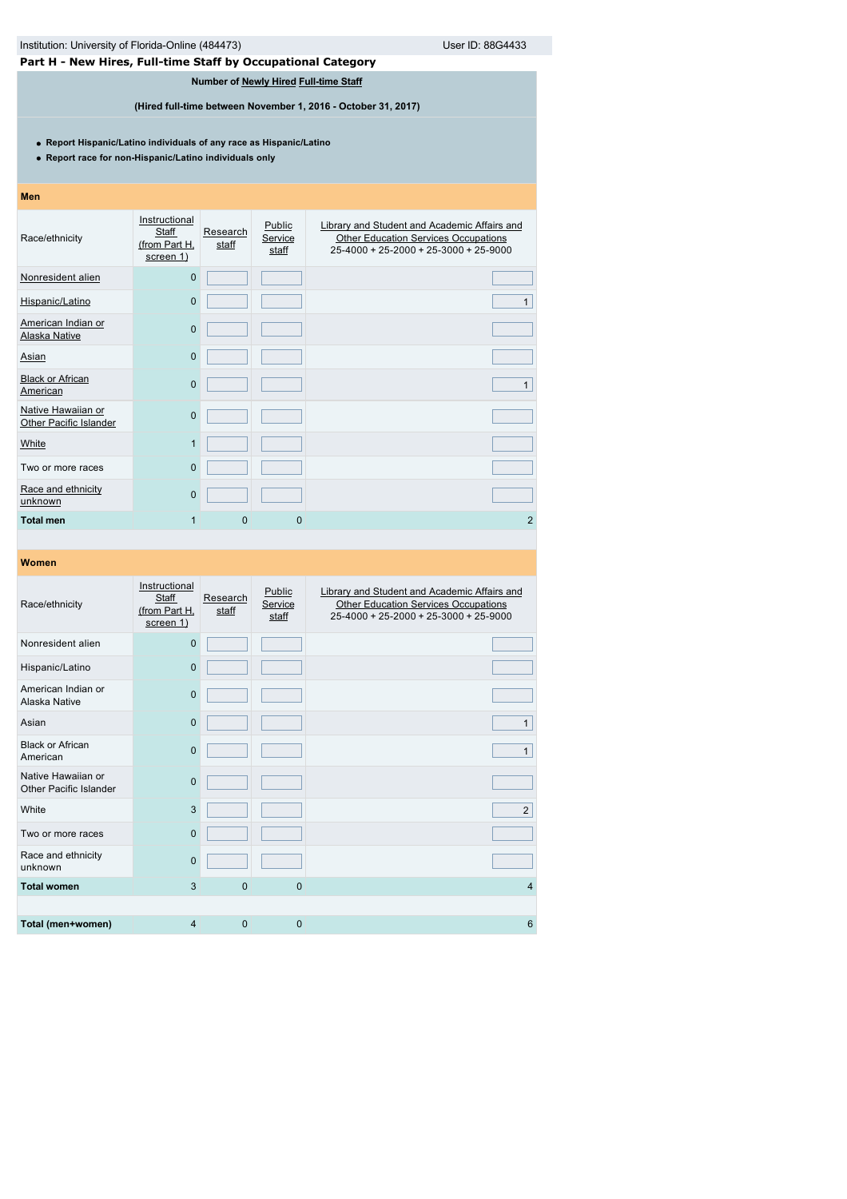Institution: University of Florida-Online (484473) User ID: 88G4433

## Part H - New Hires, Full-time Staff by Occupational Category

**Number of Newly Hired Full-time Staff**

**(Hired full-time between November 1, 2016 - October 31, 2017)**

- **Report Hispanic/Latino individuals of any race as Hispanic/Latino**
- **Report race for non-Hispanic/Latino individuals only**

### Men

| Race/ethnicity | Instructional Staff (from Part H, screen 1) | Research staff | Public Service staff | Library and Student and Academic Affairs and Other Education Services Occupations 25-4000 + 25-2000 + 25-3000 + 25-9000 |
|---|---|---|---|---|
| Nonresident alien | 0 | | | |
| Hispanic/Latino | 0 | | | 1 |
| American Indian or Alaska Native | 0 | | | |
| Asian | 0 | | | |
| Black or African American | 0 | | | 1 |
| Native Hawaiian or Other Pacific Islander | 0 | | | |
| White | 1 | | | |
| Two or more races | 0 | | | |
| Race and ethnicity unknown | 0 | | | |
| **Total men** | 1 | 0 | 0 | 2 |

### Women

| Race/ethnicity | Instructional Staff (from Part H, screen 1) | Research staff | Public Service staff | Library and Student and Academic Affairs and Other Education Services Occupations 25-4000 + 25-2000 + 25-3000 + 25-9000 |
|---|---|---|---|---|
| Nonresident alien | 0 | | | |
| Hispanic/Latino | 0 | | | |
| American Indian or Alaska Native | 0 | | | |
| Asian | 0 | | | 1 |
| Black or African American | 0 | | | 1 |
| Native Hawaiian or Other Pacific Islander | 0 | | | |
| White | 3 | | | 2 |
| Two or more races | 0 | | | |
| Race and ethnicity unknown | 0 | | | |
| **Total women** | 3 | 0 | 0 | 4 |
| | | | | |
| **Total (men+women)** | 4 | 0 | 0 | 6 |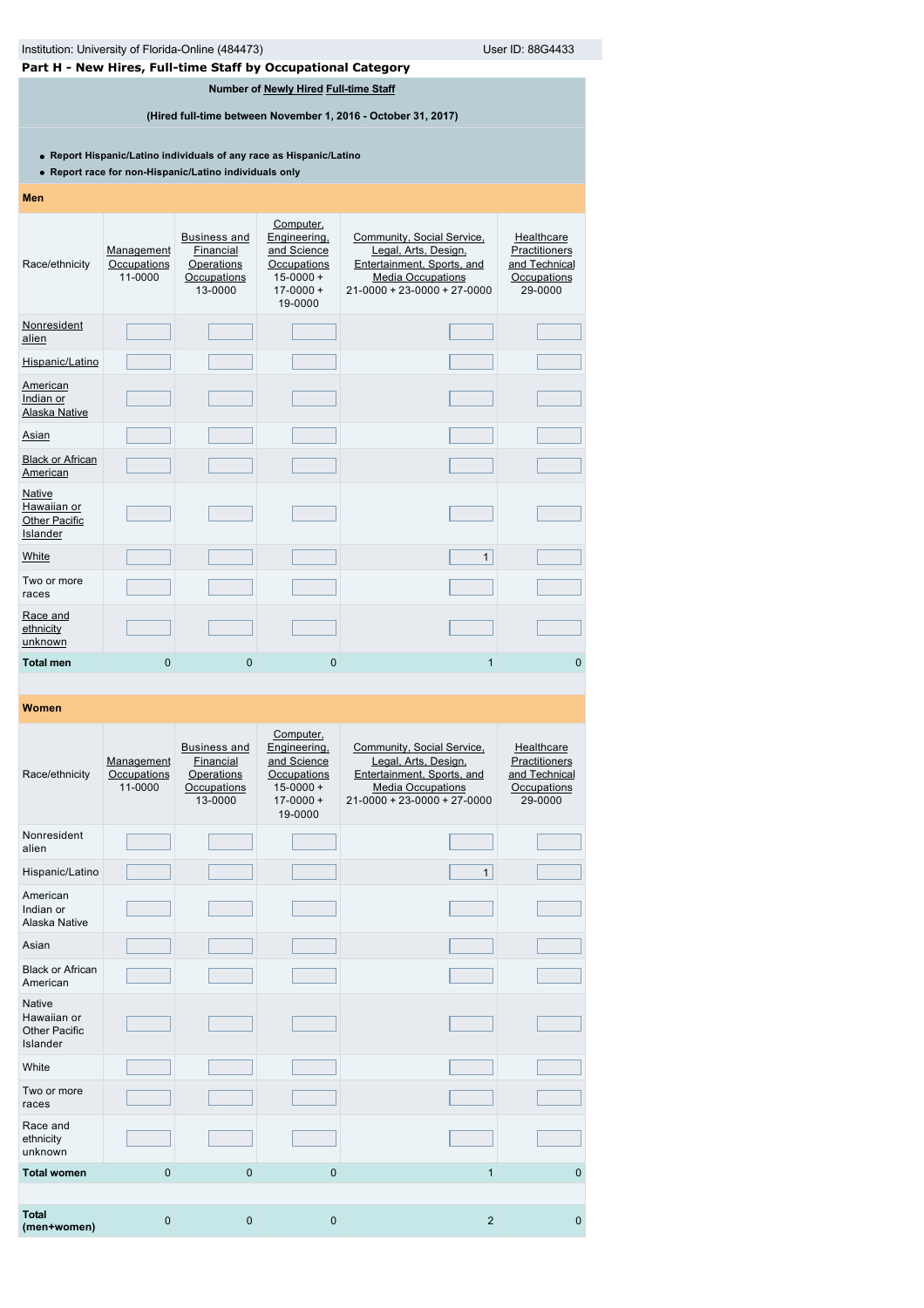Institution: University of Florida-Online (484473) User ID: 88G4433

## Part H - New Hires, Full-time Staff by Occupational Category

**Number of Newly Hired Full-time Staff**

**(Hired full-time between November 1, 2016 - October 31, 2017)**

- **Report Hispanic/Latino individuals of any race as Hispanic/Latino**
- **Report race for non-Hispanic/Latino individuals only**

**Men**

| Race/ethnicity | Management Occupations 11-0000 | Business and Financial Operations Occupations 13-0000 | Computer, Engineering, and Science Occupations 15-0000 + 17-0000 + 19-0000 | Community, Social Service, Legal, Arts, Design, Entertainment, Sports, and Media Occupations 21-0000 + 23-0000 + 27-0000 | Healthcare Practitioners and Technical Occupations 29-0000 |
|---|---|---|---|---|---|
| Nonresident alien | | | | | |
| Hispanic/Latino | | | | | |
| American Indian or Alaska Native | | | | | |
| Asian | | | | | |
| Black or African American | | | | | |
| Native Hawaiian or Other Pacific Islander | | | | | |
| White | | | | 1 | |
| Two or more races | | | | | |
| Race and ethnicity unknown | | | | | |
| **Total men** | 0 | 0 | 0 | 1 | 0 |

**Women**

| Race/ethnicity | Management Occupations 11-0000 | Business and Financial Operations Occupations 13-0000 | Computer, Engineering, and Science Occupations 15-0000 + 17-0000 + 19-0000 | Community, Social Service, Legal, Arts, Design, Entertainment, Sports, and Media Occupations 21-0000 + 23-0000 + 27-0000 | Healthcare Practitioners and Technical Occupations 29-0000 |
|---|---|---|---|---|---|
| Nonresident alien | | | | | |
| Hispanic/Latino | | | | 1 | |
| American Indian or Alaska Native | | | | | |
| Asian | | | | | |
| Black or African American | | | | | |
| Native Hawaiian or Other Pacific Islander | | | | | |
| White | | | | | |
| Two or more races | | | | | |
| Race and ethnicity unknown | | | | | |
| **Total women** | 0 | 0 | 0 | 1 | 0 |
| **Total (men+women)** | 0 | 0 | 0 | 2 | 0 |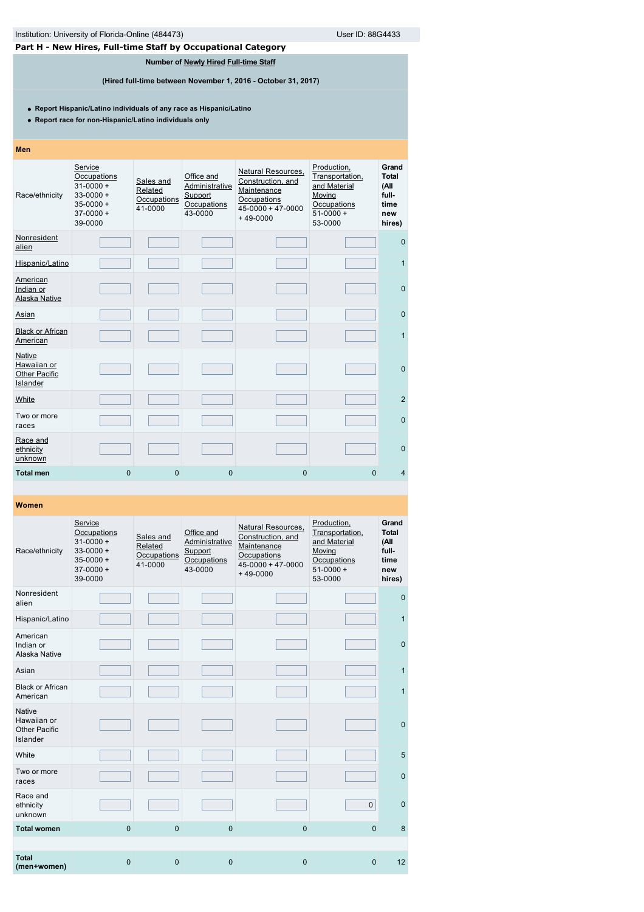Institution: University of Florida-Online (484473) User ID: 88G4433

## Part H - New Hires, Full-time Staff by Occupational Category

**Number of Newly Hired Full-time Staff**

**(Hired full-time between November 1, 2016 - October 31, 2017)**

- **Report Hispanic/Latino individuals of any race as Hispanic/Latino**
- **Report race for non-Hispanic/Latino individuals only**

### Men

| Race/ethnicity | Service Occupations 31-0000 + 33-0000 + 35-0000 + 37-0000 + 39-0000 | Sales and Related Occupations 41-0000 | Office and Administrative Support Occupations 43-0000 | Natural Resources, Construction, and Maintenance Occupations 45-0000 + 47-0000 + 49-0000 | Production, Transportation, and Material Moving Occupations 51-0000 + 53-0000 | Grand Total (All full-time new hires) |
|---|---|---|---|---|---|---|
| Nonresident alien | | | | | | 0 |
| Hispanic/Latino | | | | | | 1 |
| American Indian or Alaska Native | | | | | | 0 |
| Asian | | | | | | 0 |
| Black or African American | | | | | | 1 |
| Native Hawaiian or Other Pacific Islander | | | | | | 0 |
| White | | | | | | 2 |
| Two or more races | | | | | | 0 |
| Race and ethnicity unknown | | | | | | 0 |
| **Total men** | 0 | 0 | 0 | 0 | 0 | 4 |

### Women

| Race/ethnicity | Service Occupations 31-0000 + 33-0000 + 35-0000 + 37-0000 + 39-0000 | Sales and Related Occupations 41-0000 | Office and Administrative Support Occupations 43-0000 | Natural Resources, Construction, and Maintenance Occupations 45-0000 + 47-0000 + 49-0000 | Production, Transportation, and Material Moving Occupations 51-0000 + 53-0000 | Grand Total (All full-time new hires) |
|---|---|---|---|---|---|---|
| Nonresident alien | | | | | | 0 |
| Hispanic/Latino | | | | | | 1 |
| American Indian or Alaska Native | | | | | | 0 |
| Asian | | | | | | 1 |
| Black or African American | | | | | | 1 |
| Native Hawaiian or Other Pacific Islander | | | | | | 0 |
| White | | | | | | 5 |
| Two or more races | | | | | | 0 |
| Race and ethnicity unknown | | | | | 0 | 0 |
| **Total women** | 0 | 0 | 0 | 0 | 0 | 8 |
| **Total (men+women)** | 0 | 0 | 0 | 0 | 0 | 12 |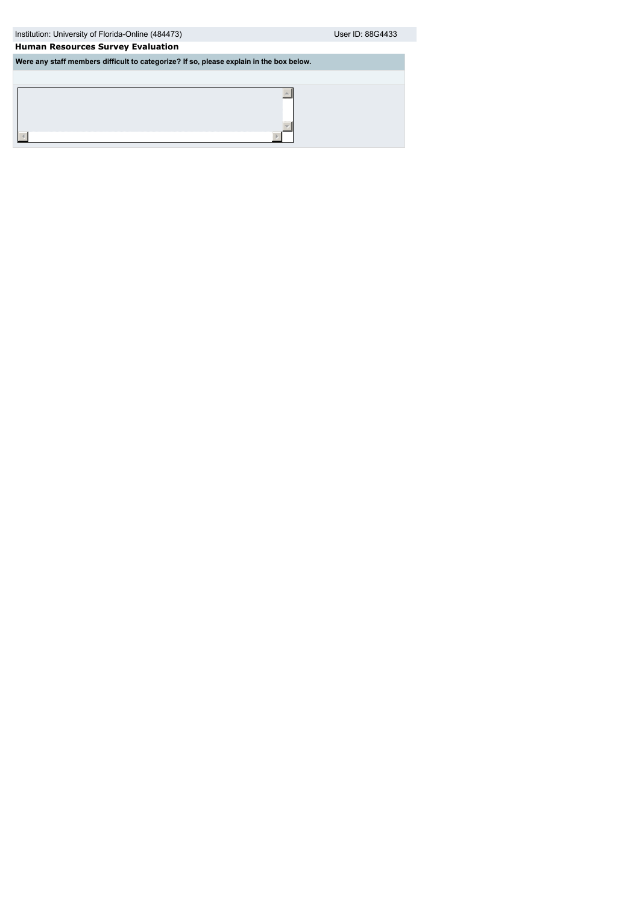**Human Resources Survey Evaluation**

**Were any staff members difficult to categorize? If so, please explain in the box below.**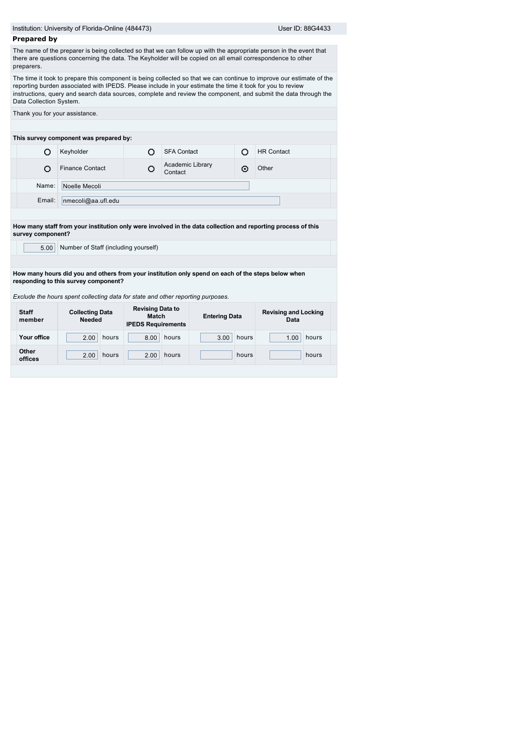Institution: University of Florida-Online (484473) User ID: 88G4433

## Prepared by

The name of the preparer is being collected so that we can follow up with the appropriate person in the event that there are questions concerning the data. The Keyholder will be copied on all email correspondence to other preparers.

The time it took to prepare this component is being collected so that we can continue to improve our estimate of the reporting burden associated with IPEDS. Please include in your estimate the time it took for you to review instructions, query and search data sources, complete and review the component, and submit the data through the Data Collection System.

Thank you for your assistance.

**This survey component was prepared by:**

| | | | | | |
|---|---|---|---|---|---|
| ○ | Keyholder | ○ | SFA Contact | ○ | HR Contact |
| ○ | Finance Contact | ○ | Academic Library Contact | ⊙ | Other |

Name: Noelle Mecoli

Email: nmecoli@aa.ufl.edu

**How many staff from your institution only were involved in the data collection and reporting process of this survey component?**

5.00 Number of Staff (including yourself)

**How many hours did you and others from your institution only spend on each of the steps below when responding to this survey component?**

*Exclude the hours spent collecting data for state and other reporting purposes.*

| Staff member | Collecting Data Needed | | Revising Data to Match IPEDS Requirements | | Entering Data | | Revising and Locking Data | |
|---|---|---|---|---|---|---|---|---|
| Your office | 2.00 | hours | 8.00 | hours | 3.00 | hours | 1.00 | hours |
| Other offices | 2.00 | hours | 2.00 | hours | | hours | | hours |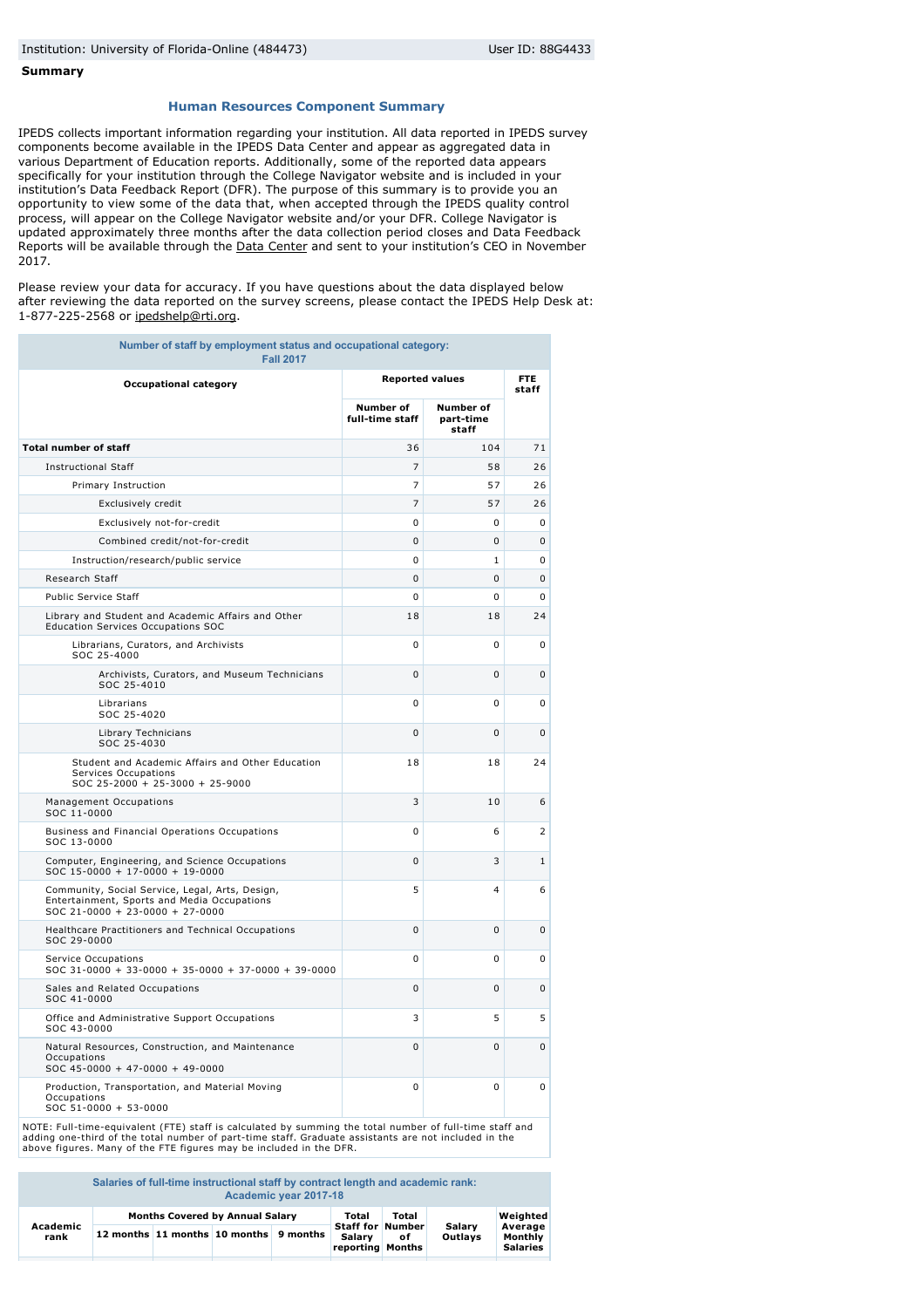Institution: University of Florida-Online (484473) User ID: 88G4433

**Summary**

### Human Resources Component Summary

IPEDS collects important information regarding your institution. All data reported in IPEDS survey components become available in the IPEDS Data Center and appear as aggregated data in various Department of Education reports. Additionally, some of the reported data appears specifically for your institution through the College Navigator website and is included in your institution's Data Feedback Report (DFR). The purpose of this summary is to provide you an opportunity to view some of the data that, when accepted through the IPEDS quality control process, will appear on the College Navigator website and/or your DFR. College Navigator is updated approximately three months after the data collection period closes and Data Feedback Reports will be available through the Data Center and sent to your institution's CEO in November 2017.

Please review your data for accuracy. If you have questions about the data displayed below after reviewing the data reported on the survey screens, please contact the IPEDS Help Desk at: 1-877-225-2568 or ipedshelp@rti.org.

**Number of staff by employment status and occupational category: Fall 2017**

| Occupational category | Reported values | | FTE staff |
|---|---|---|---|
| | Number of full-time staff | Number of part-time staff | |
| **Total number of staff** | 36 | 104 | 71 |
| Instructional Staff | 7 | 58 | 26 |
| Primary Instruction | 7 | 57 | 26 |
| Exclusively credit | 7 | 57 | 26 |
| Exclusively not-for-credit | 0 | 0 | 0 |
| Combined credit/not-for-credit | 0 | 0 | 0 |
| Instruction/research/public service | 0 | 1 | 0 |
| Research Staff | 0 | 0 | 0 |
| Public Service Staff | 0 | 0 | 0 |
| Library and Student and Academic Affairs and Other Education Services Occupations SOC | 18 | 18 | 24 |
| Librarians, Curators, and Archivists SOC 25-4000 | 0 | 0 | 0 |
| Archivists, Curators, and Museum Technicians SOC 25-4010 | 0 | 0 | 0 |
| Librarians SOC 25-4020 | 0 | 0 | 0 |
| Library Technicians SOC 25-4030 | 0 | 0 | 0 |
| Student and Academic Affairs and Other Education Services Occupations SOC 25-2000 + 25-3000 + 25-9000 | 18 | 18 | 24 |
| Management Occupations SOC 11-0000 | 3 | 10 | 6 |
| Business and Financial Operations Occupations SOC 13-0000 | 0 | 6 | 2 |
| Computer, Engineering, and Science Occupations SOC 15-0000 + 17-0000 + 19-0000 | 0 | 3 | 1 |
| Community, Social Service, Legal, Arts, Design, Entertainment, Sports and Media Occupations SOC 21-0000 + 23-0000 + 27-0000 | 5 | 4 | 6 |
| Healthcare Practitioners and Technical Occupations SOC 29-0000 | 0 | 0 | 0 |
| Service Occupations SOC 31-0000 + 33-0000 + 35-0000 + 37-0000 + 39-0000 | 0 | 0 | 0 |
| Sales and Related Occupations SOC 41-0000 | 0 | 0 | 0 |
| Office and Administrative Support Occupations SOC 43-0000 | 3 | 5 | 5 |
| Natural Resources, Construction, and Maintenance Occupations SOC 45-0000 + 47-0000 + 49-0000 | 0 | 0 | 0 |
| Production, Transportation, and Material Moving Occupations SOC 51-0000 + 53-0000 | 0 | 0 | 0 |

NOTE: Full-time-equivalent (FTE) staff is calculated by summing the total number of full-time staff and adding one-third of the total number of part-time staff. Graduate assistants are not included in the above figures. Many of the FTE figures may be included in the DFR.

**Salaries of full-time instructional staff by contract length and academic rank: Academic year 2017-18**

| Academic rank | Months Covered by Annual Salary | | | | Total Staff for Salary reporting | Total Number of Months | Salary Outlays | Weighted Average Monthly Salaries |
|---|---|---|---|---|---|---|---|---|
| | 12 months | 11 months | 10 months | 9 months | | | | |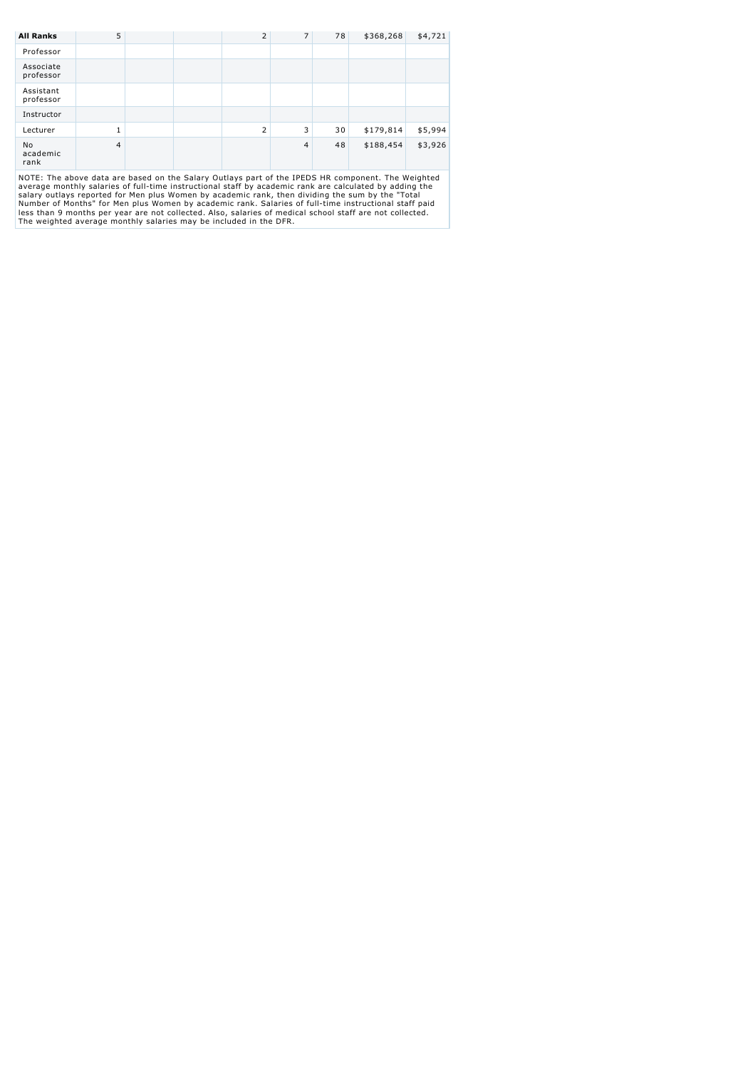| All Ranks | 5 | | | 2 | 7 | 78 | $368,268 | $4,721 |
|---|---|---|---|---|---|---|---|---|
| Professor | | | | | | | | |
| Associate professor | | | | | | | | |
| Assistant professor | | | | | | | | |
| Instructor | | | | | | | | |
| Lecturer | 1 | | | 2 | 3 | 30 | $179,814 | $5,994 |
| No academic rank | 4 | | | | 4 | 48 | $188,454 | $3,926 |

NOTE: The above data are based on the Salary Outlays part of the IPEDS HR component. The Weighted average monthly salaries of full-time instructional staff by academic rank are calculated by adding the salary outlays reported for Men plus Women by academic rank, then dividing the sum by the "Total Number of Months" for Men plus Women by academic rank. Salaries of full-time instructional staff paid less than 9 months per year are not collected. Also, salaries of medical school staff are not collected. The weighted average monthly salaries may be included in the DFR.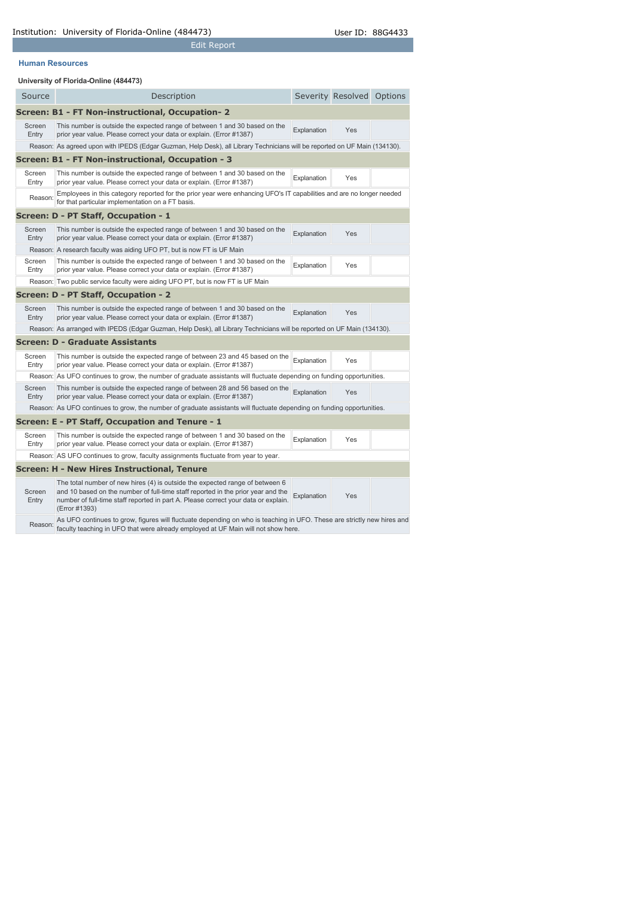Institution: University of Florida-Online (484473)

User ID: 88G4433

Edit Report

**Human Resources**

**University of Florida-Online (484473)**

| Source | Description | Severity | Resolved | Options |
|---|---|---|---|---|
| **Screen: B1 - FT Non-instructional, Occupation- 2** | | | | |
| Screen Entry | This number is outside the expected range of between 1 and 30 based on the prior year value. Please correct your data or explain. (Error #1387) | Explanation | Yes | |
| Reason: | As agreed upon with IPEDS (Edgar Guzman, Help Desk), all Library Technicians will be reported on UF Main (134130). | | | |
| **Screen: B1 - FT Non-instructional, Occupation - 3** | | | | |
| Screen Entry | This number is outside the expected range of between 1 and 30 based on the prior year value. Please correct your data or explain. (Error #1387) | Explanation | Yes | |
| Reason: | Employees in this category reported for the prior year were enhancing UFO's IT capabilities and are no longer needed for that particular implementation on a FT basis. | | | |
| **Screen: D - PT Staff, Occupation - 1** | | | | |
| Screen Entry | This number is outside the expected range of between 1 and 30 based on the prior year value. Please correct your data or explain. (Error #1387) | Explanation | Yes | |
| Reason: | A research faculty was aiding UFO PT, but is now FT is UF Main | | | |
| Screen Entry | This number is outside the expected range of between 1 and 30 based on the prior year value. Please correct your data or explain. (Error #1387) | Explanation | Yes | |
| Reason: | Two public service faculty were aiding UFO PT, but is now FT is UF Main | | | |
| **Screen: D - PT Staff, Occupation - 2** | | | | |
| Screen Entry | This number is outside the expected range of between 1 and 30 based on the prior year value. Please correct your data or explain. (Error #1387) | Explanation | Yes | |
| Reason: | As arranged with IPEDS (Edgar Guzman, Help Desk), all Library Technicians will be reported on UF Main (134130). | | | |
| **Screen: D - Graduate Assistants** | | | | |
| Screen Entry | This number is outside the expected range of between 23 and 45 based on the prior year value. Please correct your data or explain. (Error #1387) | Explanation | Yes | |
| Reason: | As UFO continues to grow, the number of graduate assistants will fluctuate depending on funding opportunities. | | | |
| Screen Entry | This number is outside the expected range of between 28 and 56 based on the prior year value. Please correct your data or explain. (Error #1387) | Explanation | Yes | |
| Reason: | As UFO continues to grow, the number of graduate assistants will fluctuate depending on funding opportunities. | | | |
| **Screen: E - PT Staff, Occupation and Tenure - 1** | | | | |
| Screen Entry | This number is outside the expected range of between 1 and 30 based on the prior year value. Please correct your data or explain. (Error #1387) | Explanation | Yes | |
| Reason: | AS UFO continues to grow, faculty assignments fluctuate from year to year. | | | |
| **Screen: H - New Hires Instructional, Tenure** | | | | |
| Screen Entry | The total number of new hires (4) is outside the expected range of between 6 and 10 based on the number of full-time staff reported in the prior year and the number of full-time staff reported in part A. Please correct your data or explain. (Error #1393) | Explanation | Yes | |
| Reason: | As UFO continues to grow, figures will fluctuate depending on who is teaching in UFO. These are strictly new hires and faculty teaching in UFO that were already employed at UF Main will not show here. | | | |